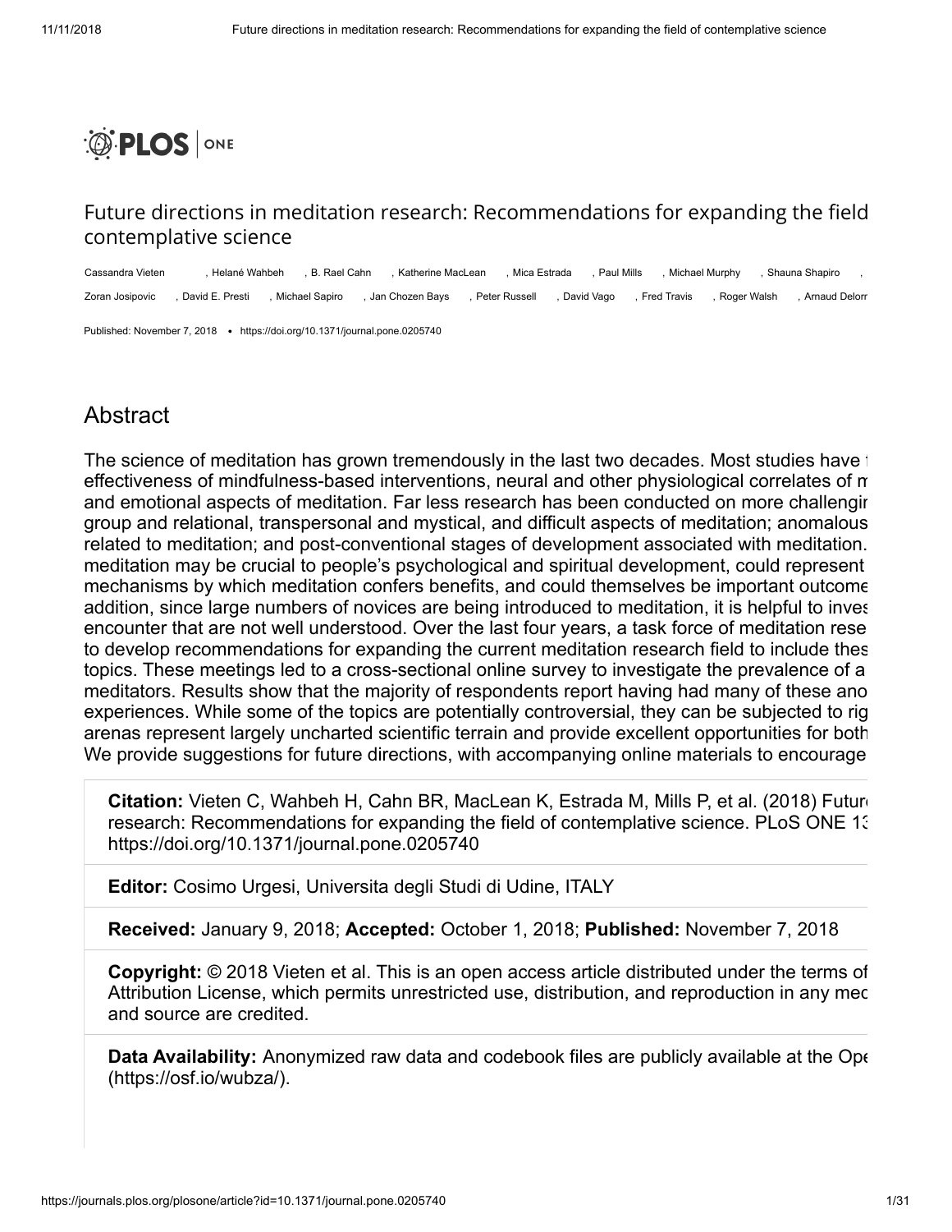PLOS | ONE

# Future directions in meditation research: Recommendations for expanding the field contemplative science

Cassandra Vieten , Helané Wahbeh , B. Rael Cahn , Katherine MacLean , Mica Estrada , Paul Mills , Michael Murphy , Shauna Shapiro ,
Zoran Josipovic , David E. Presti , Michael Sapiro , Jan Chozen Bays , Peter Russell , David Vago , Fred Travis , Roger Walsh , Arnaud Delorr

Published: November 7, 2018 • https://doi.org/10.1371/journal.pone.0205740

## Abstract

The science of meditation has grown tremendously in the last two decades. Most studies have t effectiveness of mindfulness-based interventions, neural and other physiological correlates of m and emotional aspects of meditation. Far less research has been conducted on more challengir group and relational, transpersonal and mystical, and difficult aspects of meditation; anomalous related to meditation; and post-conventional stages of development associated with meditation. meditation may be crucial to people's psychological and spiritual development, could represent mechanisms by which meditation confers benefits, and could themselves be important outcome addition, since large numbers of novices are being introduced to meditation, it is helpful to inves encounter that are not well understood. Over the last four years, a task force of meditation rese to develop recommendations for expanding the current meditation research field to include thes topics. These meetings led to a cross-sectional online survey to investigate the prevalence of a meditators. Results show that the majority of respondents report having had many of these ano experiences. While some of the topics are potentially controversial, they can be subjected to rig arenas represent largely uncharted scientific terrain and provide excellent opportunities for both We provide suggestions for future directions, with accompanying online materials to encourage

**Citation:** Vieten C, Wahbeh H, Cahn BR, MacLean K, Estrada M, Mills P, et al. (2018) Futur research: Recommendations for expanding the field of contemplative science. PLoS ONE 13 https://doi.org/10.1371/journal.pone.0205740

**Editor:** Cosimo Urgesi, Universita degli Studi di Udine, ITALY

**Received:** January 9, 2018; **Accepted:** October 1, 2018; **Published:** November 7, 2018

**Copyright:** © 2018 Vieten et al. This is an open access article distributed under the terms of Attribution License, which permits unrestricted use, distribution, and reproduction in any med and source are credited.

**Data Availability:** Anonymized raw data and codebook files are publicly available at the Ope (https://osf.io/wubza/).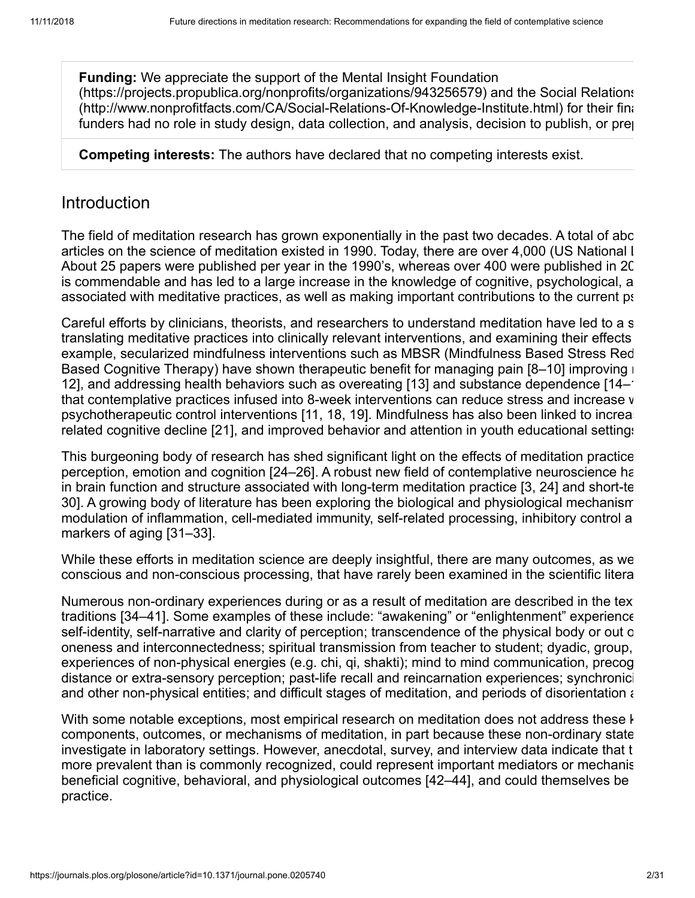**Funding:** We appreciate the support of the Mental Insight Foundation (https://projects.propublica.org/nonprofits/organizations/943256579) and the Social Relations (http://www.nonprofitfacts.com/CA/Social-Relations-Of-Knowledge-Institute.html) for their fina funders had no role in study design, data collection, and analysis, decision to publish, or prep

**Competing interests:** The authors have declared that no competing interests exist.

## Introduction

The field of meditation research has grown exponentially in the past two decades. A total of abo articles on the science of meditation existed in 1990. Today, there are over 4,000 (US National L About 25 papers were published per year in the 1990's, whereas over 400 were published in 20 is commendable and has led to a large increase in the knowledge of cognitive, psychological, a associated with meditative practices, as well as making important contributions to the current ps

Careful efforts by clinicians, theorists, and researchers to understand meditation have led to a s translating meditative practices into clinically relevant interventions, and examining their effects example, secularized mindfulness interventions such as MBSR (Mindfulness Based Stress Red Based Cognitive Therapy) have shown therapeutic benefit for managing pain [8–10] improving r 12], and addressing health behaviors such as overeating [13] and substance dependence [14–1 that contemplative practices infused into 8-week interventions can reduce stress and increase w psychotherapeutic control interventions [11, 18, 19]. Mindfulness has also been linked to increa related cognitive decline [21], and improved behavior and attention in youth educational settings

This burgeoning body of research has shed significant light on the effects of meditation practice perception, emotion and cognition [24–26]. A robust new field of contemplative neuroscience ha in brain function and structure associated with long-term meditation practice [3, 24] and short-te 30]. A growing body of literature has been exploring the biological and physiological mechanism modulation of inflammation, cell-mediated immunity, self-related processing, inhibitory control a markers of aging [31–33].

While these efforts in meditation science are deeply insightful, there are many outcomes, as we conscious and non-conscious processing, that have rarely been examined in the scientific litera

Numerous non-ordinary experiences during or as a result of meditation are described in the tex traditions [34–41]. Some examples of these include: "awakening" or "enlightenment" experience self-identity, self-narrative and clarity of perception; transcendence of the physical body or out o oneness and interconnectedness; spiritual transmission from teacher to student; dyadic, group, experiences of non-physical energies (e.g. chi, qi, shakti); mind to mind communication, precog distance or extra-sensory perception; past-life recall and reincarnation experiences; synchronici and other non-physical entities; and difficult stages of meditation, and periods of disorientation a

With some notable exceptions, most empirical research on meditation does not address these k components, outcomes, or mechanisms of meditation, in part because these non-ordinary state investigate in laboratory settings. However, anecdotal, survey, and interview data indicate that t more prevalent than is commonly recognized, could represent important mediators or mechanis beneficial cognitive, behavioral, and physiological outcomes [42–44], and could themselves be practice.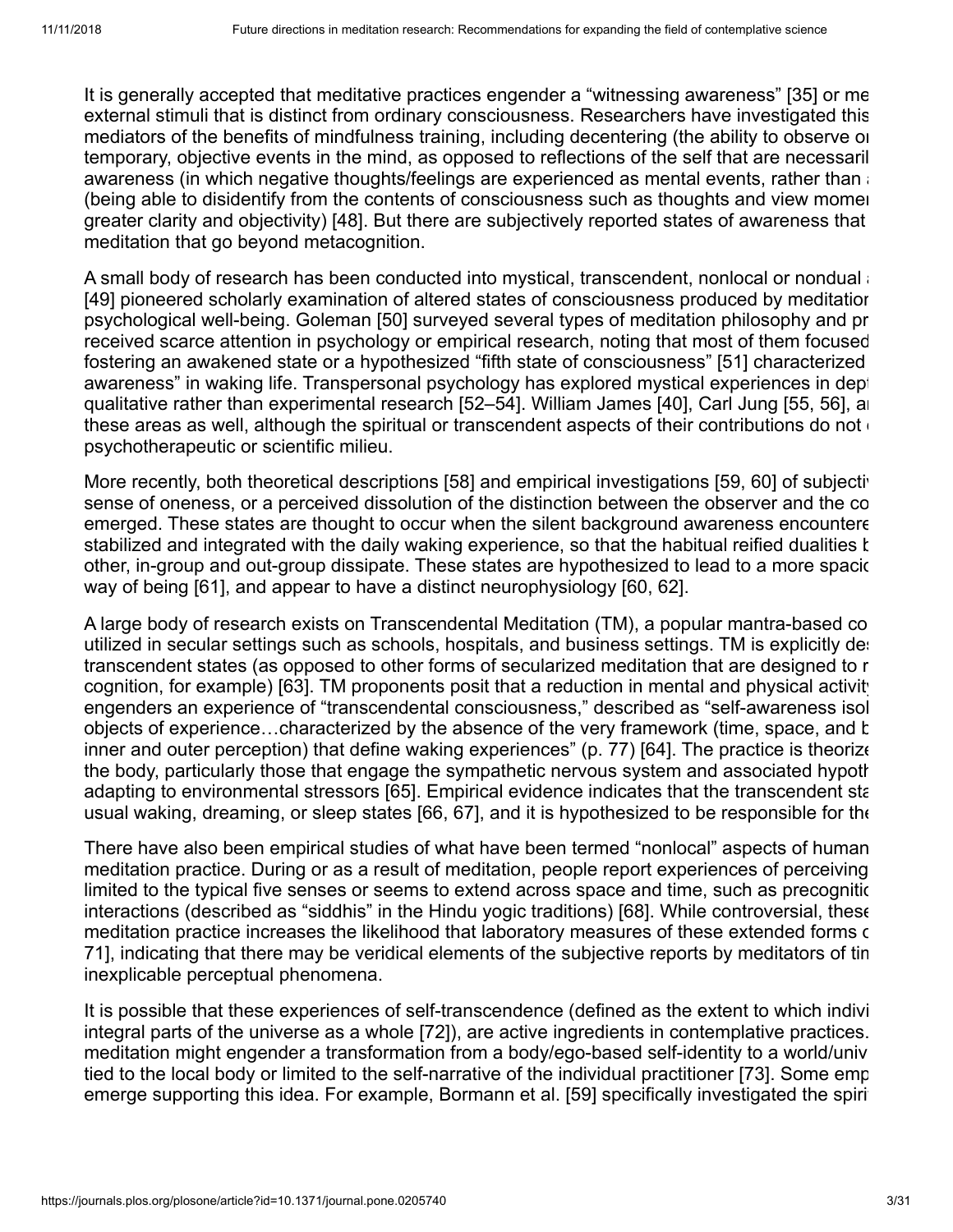It is generally accepted that meditative practices engender a "witnessing awareness" [35] or me external stimuli that is distinct from ordinary consciousness. Researchers have investigated this mediators of the benefits of mindfulness training, including decentering (the ability to observe or temporary, objective events in the mind, as opposed to reflections of the self that are necessaril awareness (in which negative thoughts/feelings are experienced as mental events, rather than a (being able to disidentify from the contents of consciousness such as thoughts and view momen greater clarity and objectivity) [48]. But there are subjectively reported states of awareness that meditation that go beyond metacognition.

A small body of research has been conducted into mystical, transcendent, nonlocal or nondual a [49] pioneered scholarly examination of altered states of consciousness produced by meditation psychological well-being. Goleman [50] surveyed several types of meditation philosophy and pr received scarce attention in psychology or empirical research, noting that most of them focused fostering an awakened state or a hypothesized "fifth state of consciousness" [51] characterized awareness" in waking life. Transpersonal psychology has explored mystical experiences in dept qualitative rather than experimental research [52–54]. William James [40], Carl Jung [55, 56], a these areas as well, although the spiritual or transcendent aspects of their contributions do not psychotherapeutic or scientific milieu.

More recently, both theoretical descriptions [58] and empirical investigations [59, 60] of subjectiv sense of oneness, or a perceived dissolution of the distinction between the observer and the co emerged. These states are thought to occur when the silent background awareness encountere stabilized and integrated with the daily waking experience, so that the habitual reified dualities b other, in-group and out-group dissipate. These states are hypothesized to lead to a more spacio way of being [61], and appear to have a distinct neurophysiology [60, 62].

A large body of research exists on Transcendental Meditation (TM), a popular mantra-based co utilized in secular settings such as schools, hospitals, and business settings. TM is explicitly de transcendent states (as opposed to other forms of secularized meditation that are designed to r cognition, for example) [63]. TM proponents posit that a reduction in mental and physical activity engenders an experience of "transcendental consciousness," described as "self-awareness isol objects of experience…characterized by the absence of the very framework (time, space, and b inner and outer perception) that define waking experiences" (p. 77) [64]. The practice is theorize the body, particularly those that engage the sympathetic nervous system and associated hypoth adapting to environmental stressors [65]. Empirical evidence indicates that the transcendent sta usual waking, dreaming, or sleep states [66, 67], and it is hypothesized to be responsible for the

There have also been empirical studies of what have been termed "nonlocal" aspects of human meditation practice. During or as a result of meditation, people report experiences of perceiving limited to the typical five senses or seems to extend across space and time, such as precognitio interactions (described as "siddhis" in the Hindu yogic traditions) [68]. While controversial, these meditation practice increases the likelihood that laboratory measures of these extended forms o 71], indicating that there may be veridical elements of the subjective reports by meditators of tim inexplicable perceptual phenomena.

It is possible that these experiences of self-transcendence (defined as the extent to which indivi integral parts of the universe as a whole [72]), are active ingredients in contemplative practices. meditation might engender a transformation from a body/ego-based self-identity to a world/univ tied to the local body or limited to the self-narrative of the individual practitioner [73]. Some emp emerge supporting this idea. For example, Bormann et al. [59] specifically investigated the spiri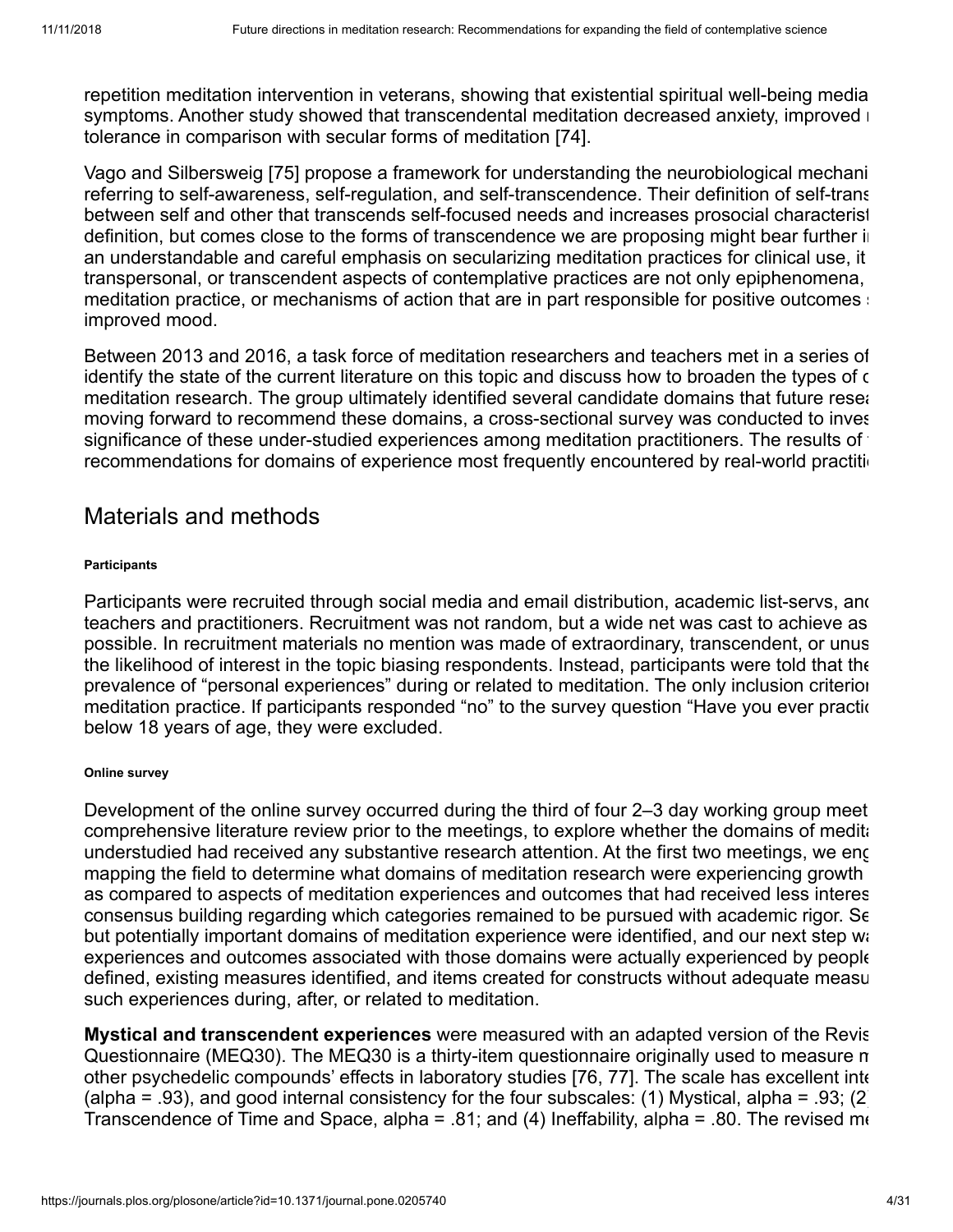repetition meditation intervention in veterans, showing that existential spiritual well-being media symptoms. Another study showed that transcendental meditation decreased anxiety, improved r tolerance in comparison with secular forms of meditation [74].

Vago and Silbersweig [75] propose a framework for understanding the neurobiological mechani referring to self-awareness, self-regulation, and self-transcendence. Their definition of self-trans between self and other that transcends self-focused needs and increases prosocial characterist definition, but comes close to the forms of transcendence we are proposing might bear further i an understandable and careful emphasis on secularizing meditation practices for clinical use, it transpersonal, or transcendent aspects of contemplative practices are not only epiphenomena, meditation practice, or mechanisms of action that are in part responsible for positive outcomes improved mood.

Between 2013 and 2016, a task force of meditation researchers and teachers met in a series of identify the state of the current literature on this topic and discuss how to broaden the types of c meditation research. The group ultimately identified several candidate domains that future resea moving forward to recommend these domains, a cross-sectional survey was conducted to inves significance of these under-studied experiences among meditation practitioners. The results of recommendations for domains of experience most frequently encountered by real-world practiti

## Materials and methods

#### Participants

Participants were recruited through social media and email distribution, academic list-servs, and teachers and practitioners. Recruitment was not random, but a wide net was cast to achieve as possible. In recruitment materials no mention was made of extraordinary, transcendent, or unus the likelihood of interest in the topic biasing respondents. Instead, participants were told that the prevalence of "personal experiences" during or related to meditation. The only inclusion criterion meditation practice. If participants responded "no" to the survey question "Have you ever practic below 18 years of age, they were excluded.

#### Online survey

Development of the online survey occurred during the third of four 2–3 day working group meet comprehensive literature review prior to the meetings, to explore whether the domains of medita understudied had received any substantive research attention. At the first two meetings, we eng mapping the field to determine what domains of meditation research were experiencing growth as compared to aspects of meditation experiences and outcomes that had received less interes consensus building regarding which categories remained to be pursued with academic rigor. Se but potentially important domains of meditation experience were identified, and our next step wa experiences and outcomes associated with those domains were actually experienced by people defined, existing measures identified, and items created for constructs without adequate measu such experiences during, after, or related to meditation.

**Mystical and transcendent experiences** were measured with an adapted version of the Revis Questionnaire (MEQ30). The MEQ30 is a thirty-item questionnaire originally used to measure m other psychedelic compounds' effects in laboratory studies [76, 77]. The scale has excellent inte (alpha = .93), and good internal consistency for the four subscales: (1) Mystical, alpha = .93; (2 Transcendence of Time and Space, alpha = .81; and (4) Ineffability, alpha = .80. The revised me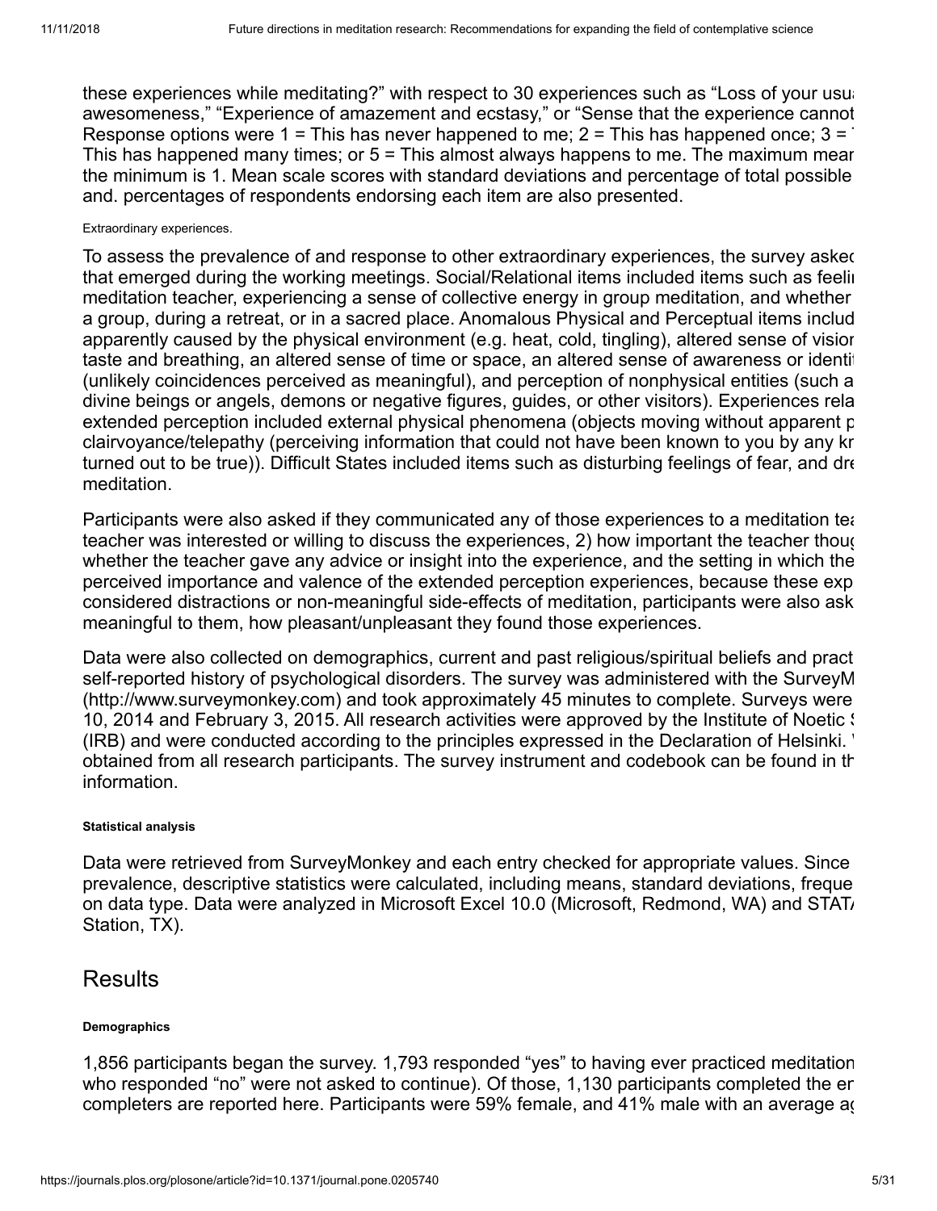these experiences while meditating?" with respect to 30 experiences such as "Loss of your usua awesomeness," "Experience of amazement and ecstasy," or "Sense that the experience cannot Response options were 1 = This has never happened to me; 2 = This has happened once; 3 = This has happened many times; or 5 = This almost always happens to me. The maximum mear the minimum is 1. Mean scale scores with standard deviations and percentage of total possible and. percentages of respondents endorsing each item are also presented.

Extraordinary experiences.

To assess the prevalence of and response to other extraordinary experiences, the survey asked that emerged during the working meetings. Social/Relational items included items such as feeli meditation teacher, experiencing a sense of collective energy in group meditation, and whether a group, during a retreat, or in a sacred place. Anomalous Physical and Perceptual items includ apparently caused by the physical environment (e.g. heat, cold, tingling), altered sense of vision taste and breathing, an altered sense of time or space, an altered sense of awareness or identi (unlikely coincidences perceived as meaningful), and perception of nonphysical entities (such a divine beings or angels, demons or negative figures, guides, or other visitors). Experiences rela extended perception included external physical phenomena (objects moving without apparent p clairvoyance/telepathy (perceiving information that could not have been known to you by any kn turned out to be true)). Difficult States included items such as disturbing feelings of fear, and dre meditation.

Participants were also asked if they communicated any of those experiences to a meditation tea teacher was interested or willing to discuss the experiences, 2) how important the teacher thoug whether the teacher gave any advice or insight into the experience, and the setting in which the perceived importance and valence of the extended perception experiences, because these exp considered distractions or non-meaningful side-effects of meditation, participants were also ask meaningful to them, how pleasant/unpleasant they found those experiences.

Data were also collected on demographics, current and past religious/spiritual beliefs and pract self-reported history of psychological disorders. The survey was administered with the SurveyM (http://www.surveymonkey.com) and took approximately 45 minutes to complete. Surveys were 10, 2014 and February 3, 2015. All research activities were approved by the Institute of Noetic S (IRB) and were conducted according to the principles expressed in the Declaration of Helsinki. obtained from all research participants. The survey instrument and codebook can be found in th information.

#### Statistical analysis

Data were retrieved from SurveyMonkey and each entry checked for appropriate values. Since prevalence, descriptive statistics were calculated, including means, standard deviations, freque on data type. Data were analyzed in Microsoft Excel 10.0 (Microsoft, Redmond, WA) and STATA Station, TX).

## Results

#### Demographics

1,856 participants began the survey. 1,793 responded "yes" to having ever practiced meditation who responded "no" were not asked to continue). Of those, 1,130 participants completed the en completers are reported here. Participants were 59% female, and 41% male with an average ag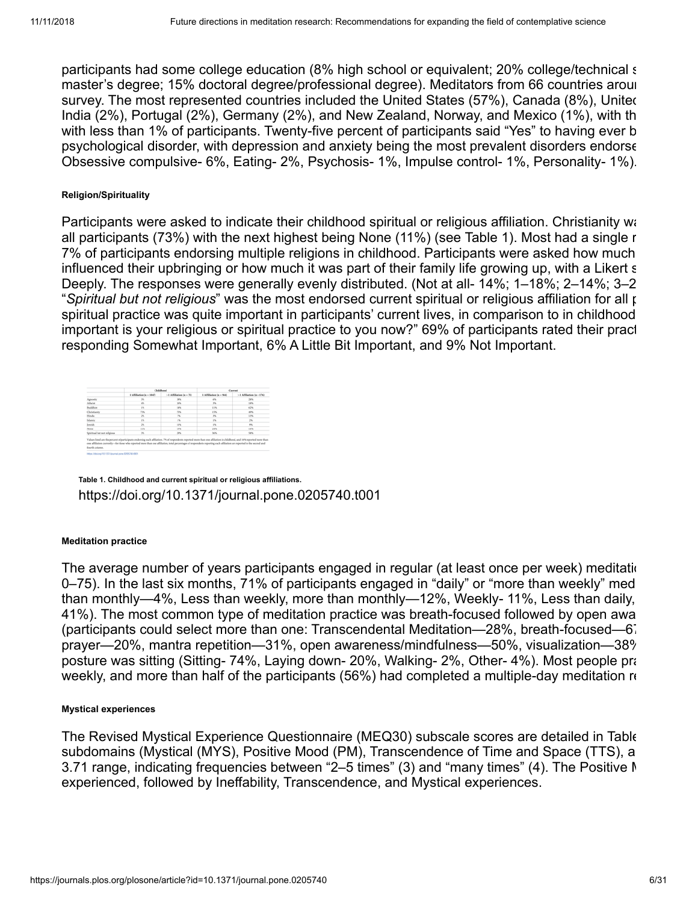participants had some college education (8% high school or equivalent; 20% college/technical s master's degree; 15% doctoral degree/professional degree). Meditators from 66 countries arour survey. The most represented countries included the United States (57%), Canada (8%), Unitec India (2%), Portugal (2%), Germany (2%), and New Zealand, Norway, and Mexico (1%), with th with less than 1% of participants. Twenty-five percent of participants said "Yes" to having ever b psychological disorder, with depression and anxiety being the most prevalent disorders endorse Obsessive compulsive- 6%, Eating- 2%, Psychosis- 1%, Impulse control- 1%, Personality- 1%).

#### Religion/Spirituality

Participants were asked to indicate their childhood spiritual or religious affiliation. Christianity wa all participants (73%) with the next highest being None (11%) (see Table 1). Most had a single r 7% of participants endorsing multiple religions in childhood. Participants were asked how much influenced their upbringing or how much it was part of their family life growing up, with a Likert s Deeply. The responses were generally evenly distributed. (Not at all- 14%; 1–18%; 2–14%; 3–2 "*Spiritual but not religious*" was the most endorsed current spiritual or religious affiliation for all p spiritual practice was quite important in participants' current lives, in comparison to in childhood important is your religious or spiritual practice to you now?" 69% of participants rated their pract responding Somewhat Important, 6% A Little Bit Important, and 9% Not Important.

| | Childhood | | Current | |
|---|---|---|---|---|
| | 1 Affiliation (n = 1047) | >1 Affiliation (n = 75) | 1 Affiliation (n = 944) | >1 Affiliation (n = 176) |
| Agnostic | 3% | 38% | 6% | 28% |
| Atheist | 4% | 10% | 3% | 18% |
| Buddhist | 1% | 18% | 11% | 62% |
| Christianity | 73% | 75% | 15% | 49% |
| Hindu | 2% | 7% | 3% | 13% |
| Islamic | 1% | 1% | 1% | 2% |
| Jewish | 2% | 11% | 1% | 9% |
| None | 11% | 15% | 24% | 14% |
| Spiritual but not religious | 3% | 29% | 36% | 58% |

Values listed are the percent of participants endorsing each affiliation. 7% of respondents reported more than one affiliation in childhood, and 16% reported more than one affiliation currently—for those who reported more than one affiliation, total percentages of respondents reporting each affiliation are reported in the second and fourth column.

**Table 1. Childhood and current spiritual or religious affiliations.**

https://doi.org/10.1371/journal.pone.0205740.t001

#### Meditation practice

The average number of years participants engaged in regular (at least once per week) meditatio 0–75). In the last six months, 71% of participants engaged in "daily" or "more than weekly" med than monthly—4%, Less than weekly, more than monthly—12%, Weekly- 11%, Less than daily, 41%). The most common type of meditation practice was breath-focused followed by open awa (participants could select more than one: Transcendental Meditation—28%, breath-focused—67 prayer—20%, mantra repetition—31%, open awareness/mindfulness—50%, visualization—38% posture was sitting (Sitting- 74%, Laying down- 20%, Walking- 2%, Other- 4%). Most people pra weekly, and more than half of the participants (56%) had completed a multiple-day meditation re

#### Mystical experiences

The Revised Mystical Experience Questionnaire (MEQ30) subscale scores are detailed in Table subdomains (Mystical (MYS), Positive Mood (PM), Transcendence of Time and Space (TTS), a 3.71 range, indicating frequencies between "2–5 times" (3) and "many times" (4). The Positive M experienced, followed by Ineffability, Transcendence, and Mystical experiences.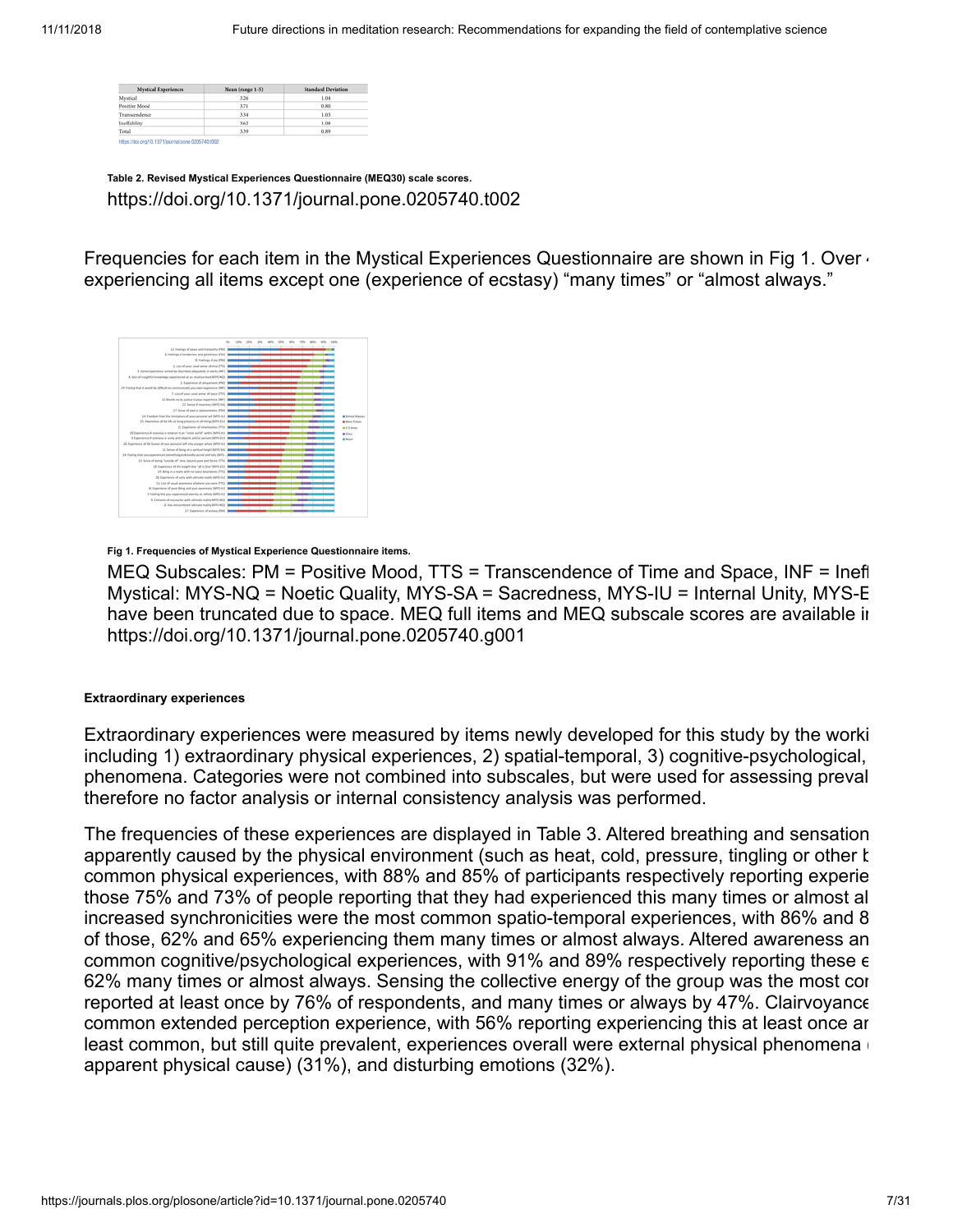| Mystical Experiences | Mean (range 1-5) | Standard Deviation |
|---|---|---|
| Mystical | 3.26 | 1.04 |
| Positive Mood | 3.71 | 0.80 |
| Transcendence | 3.34 | 1.03 |
| Ineffability | 3.62 | 1.08 |
| Total | 3.39 | 0.89 |

https://doi.org/10.1371/journal.pone.0205740.t002

**Table 2. Revised Mystical Experiences Questionnaire (MEQ30) scale scores.**

https://doi.org/10.1371/journal.pone.0205740.t002

Frequencies for each item in the Mystical Experiences Questionnaire are shown in Fig 1. Over 4 experiencing all items except one (experience of ecstasy) "many times" or "almost always."

**Fig 1. Frequencies of Mystical Experience Questionnaire items.**

MEQ Subscales: PM = Positive Mood, TTS = Transcendence of Time and Space, INF = Ineff Mystical: MYS-NQ = Noetic Quality, MYS-SA = Sacredness, MYS-IU = Internal Unity, MYS-E have been truncated due to space. MEQ full items and MEQ subscale scores are available in https://doi.org/10.1371/journal.pone.0205740.g001

#### Extraordinary experiences

Extraordinary experiences were measured by items newly developed for this study by the worki including 1) extraordinary physical experiences, 2) spatial-temporal, 3) cognitive-psychological, phenomena. Categories were not combined into subscales, but were used for assessing preval therefore no factor analysis or internal consistency analysis was performed.

The frequencies of these experiences are displayed in Table 3. Altered breathing and sensation apparently caused by the physical environment (such as heat, cold, pressure, tingling or other b common physical experiences, with 88% and 85% of participants respectively reporting experie those 75% and 73% of people reporting that they had experienced this many times or almost al increased synchronicities were the most common spatio-temporal experiences, with 86% and 8 of those, 62% and 65% experiencing them many times or almost always. Altered awareness an common cognitive/psychological experiences, with 91% and 89% respectively reporting these e 62% many times or almost always. Sensing the collective energy of the group was the most cor reported at least once by 76% of respondents, and many times or always by 47%. Clairvoyance common extended perception experience, with 56% reporting experiencing this at least once ar least common, but still quite prevalent, experiences overall were external physical phenomena ( apparent physical cause) (31%), and disturbing emotions (32%).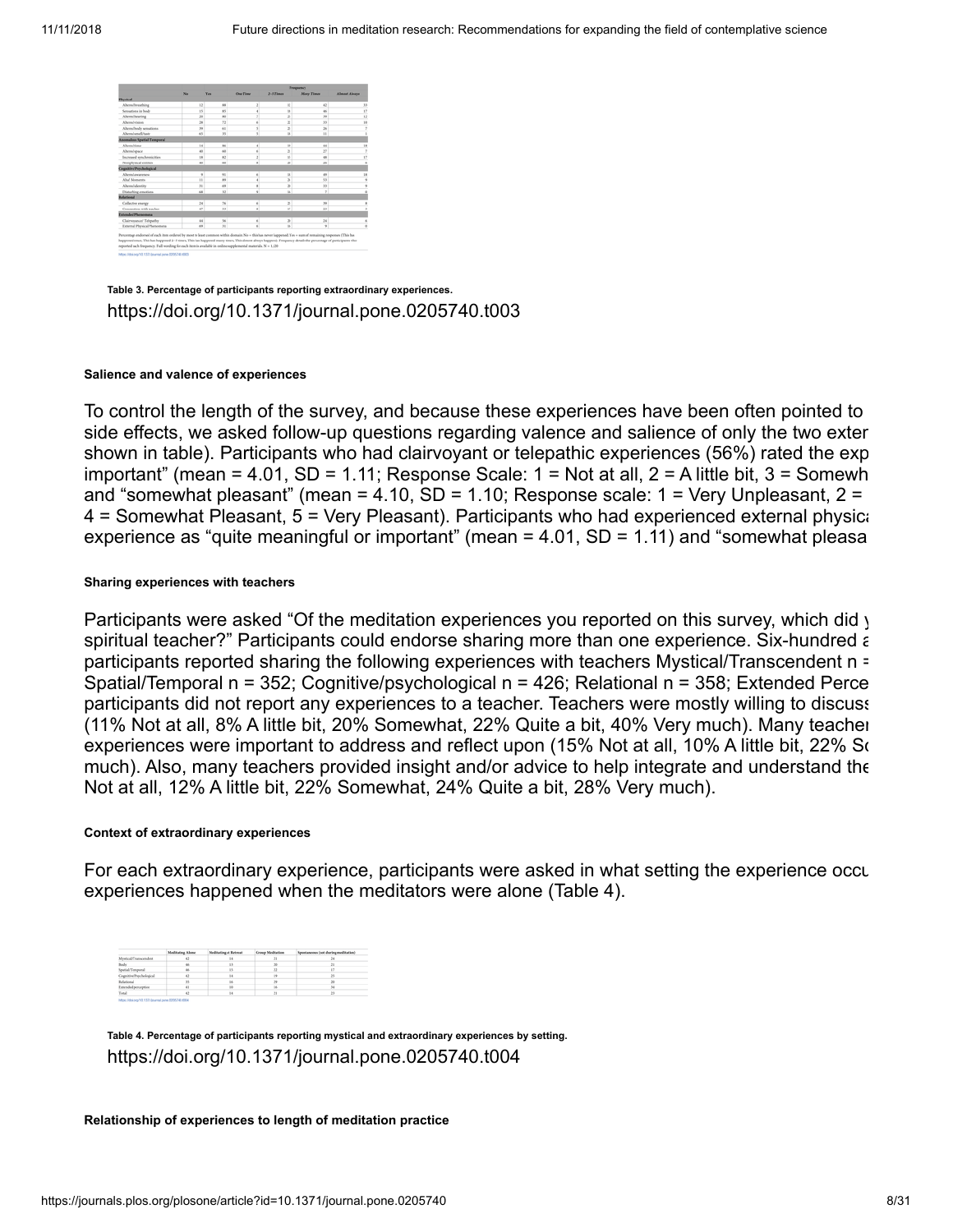| | No | Yes | Frequency | | | |
|---|---|---|---|---|---|---|
| | | | One Time | 2–5 Times | Many Times | Almost Always |
| **Physical** | | | | | | |
| Altered breathing | 12 | 88 | 2 | 11 | 42 | 33 |
| Sensations in body | 15 | 85 | 4 | 18 | 46 | 17 |
| Altered hearing | 20 | 80 | 7 | 22 | 39 | 12 |
| Altered vision | 28 | 72 | 6 | 23 | 33 | 10 |
| Altered body sensations | 39 | 61 | 5 | 23 | 26 | 7 |
| Altered smell/taste | 65 | 35 | 3 | 20 | 11 | 1 |
| **Anomalous Spatial/Temporal** | | | | | | |
| Altered time | 14 | 86 | 4 | 20 | 44 | 18 |
| Altered space | 40 | 60 | 6 | 20 | 27 | 7 |
| Increased synchronicities | 18 | 82 | 2 | 15 | 48 | 17 |
| Nonphysical entities | 60 | 40 | 5 | 21 | 20 | 4 |
| **Cognitive/Psychological** | | | | | | |
| Altered awareness | 9 | 91 | 6 | 18 | 49 | 18 |
| Aha! Moments | 11 | 89 | 4 | 23 | 53 | 9 |
| Altered identity | 31 | 69 | 8 | 19 | 33 | 9 |
| Disturbing emotions | 68 | 32 | 6 | 16 | 7 | 3 |
| **Relational** | | | | | | |
| Collective energy | 24 | 76 | 6 | 23 | 39 | 8 |
| Connection with teacher | 47 | 53 | 6 | 17 | 23 | 7 |
| **Extended Phenomena** | | | | | | |
| Clairvoyance/ Telepathy | 44 | 56 | 6 | 22 | 24 | 4 |
| External Physical Phenomena | 69 | 31 | 6 | 16 | 9 | 0 |

Percentage endorsed of each item ordered by most to least common within domain No = this has never happened; Yes = sum of remaining responses (This has happened once, This has happened 2–5 times, This has happened many times, This almost always happens). Frequency details the percentage of participants who reported each frequency. Full wording for each item is available in online supplemental materials. N = 1,120

https://doi.org/10.1371/journal.pone.0205740.t003

**Table 3. Percentage of participants reporting extraordinary experiences.**

https://doi.org/10.1371/journal.pone.0205740.t003

#### Salience and valence of experiences

To control the length of the survey, and because these experiences have been often pointed to side effects, we asked follow-up questions regarding valence and salience of only the two exter shown in table). Participants who had clairvoyant or telepathic experiences (56%) rated the exp important" (mean = 4.01, SD = 1.11; Response Scale: 1 = Not at all, 2 = A little bit, 3 = Somewh and "somewhat pleasant" (mean = 4.10, SD = 1.10; Response scale: 1 = Very Unpleasant, 2 = 4 = Somewhat Pleasant, 5 = Very Pleasant). Participants who had experienced external physica experience as "quite meaningful or important" (mean = 4.01, SD = 1.11) and "somewhat pleasa

#### Sharing experiences with teachers

Participants were asked "Of the meditation experiences you reported on this survey, which did y spiritual teacher?" Participants could endorse sharing more than one experience. Six-hundred a participants reported sharing the following experiences with teachers Mystical/Transcendent n = Spatial/Temporal n = 352; Cognitive/psychological n = 426; Relational n = 358; Extended Perce participants did not report any experiences to a teacher. Teachers were mostly willing to discuss (11% Not at all, 8% A little bit, 20% Somewhat, 22% Quite a bit, 40% Very much). Many teacher experiences were important to address and reflect upon (15% Not at all, 10% A little bit, 22% So much). Also, many teachers provided insight and/or advice to help integrate and understand the Not at all, 12% A little bit, 22% Somewhat, 24% Quite a bit, 28% Very much).

#### Context of extraordinary experiences

For each extraordinary experience, participants were asked in what setting the experience occu experiences happened when the meditators were alone (Table 4).

| | Meditating Alone | Meditating at Retreat | Group Meditation | Spontaneous (not during meditation) |
|---|---|---|---|---|
| Mystical/Transcendent | 42 | 14 | 21 | 24 |
| Body | 46 | 13 | 20 | 21 |
| Spatial/Temporal | 46 | 13 | 22 | 17 |
| Cognitive/Psychological | 42 | 14 | 19 | 25 |
| Relational | 35 | 16 | 29 | 20 |
| Extended perception | 41 | 10 | 16 | 34 |
| Total | 42 | 14 | 21 | 23 |

https://doi.org/10.1371/journal.pone.0205740.t004

**Table 4. Percentage of participants reporting mystical and extraordinary experiences by setting.**

https://doi.org/10.1371/journal.pone.0205740.t004

#### Relationship of experiences to length of meditation practice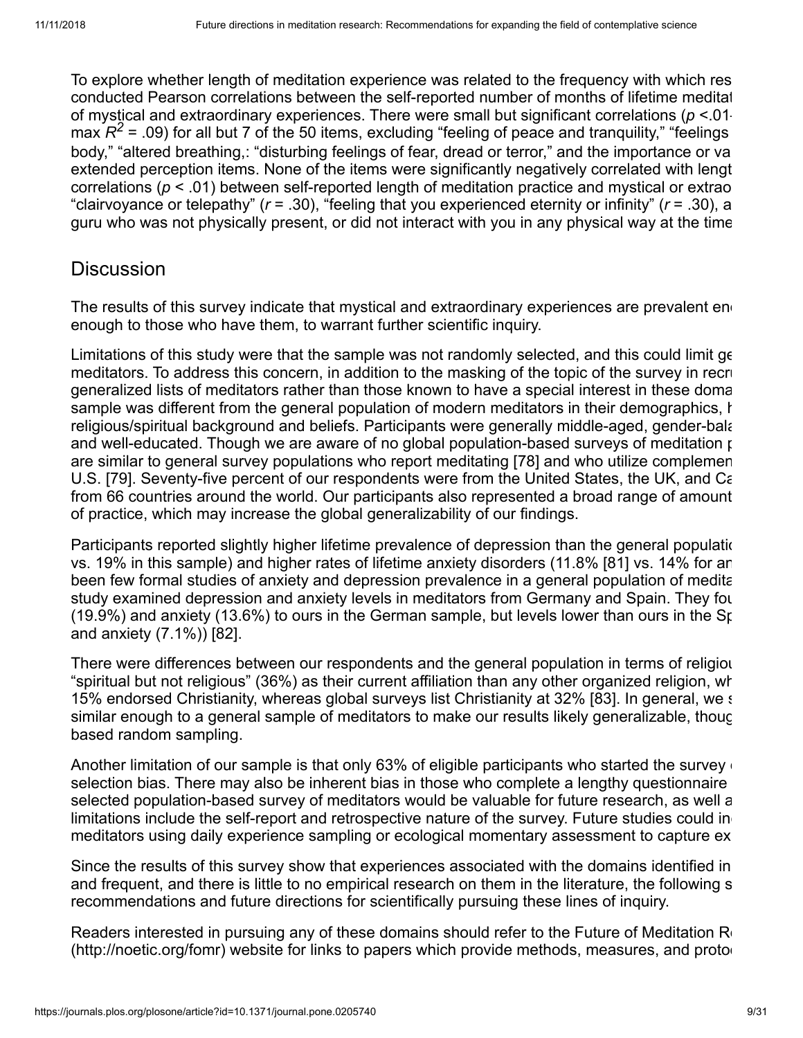To explore whether length of meditation experience was related to the frequency with which res conducted Pearson correlations between the self-reported number of months of lifetime meditat of mystical and extraordinary experiences. There were small but significant correlations ($p$ <.01 max $R^2$ = .09) for all but 7 of the 50 items, excluding “feeling of peace and tranquility,” “feelings body,” “altered breathing,: “disturbing feelings of fear, dread or terror,” and the importance or va extended perception items. None of the items were significantly negatively correlated with lengt correlations ($p$ < .01) between self-reported length of meditation practice and mystical or extrao “clairvoyance or telepathy” ($r$ = .30), “feeling that you experienced eternity or infinity” ($r$ = .30), a guru who was not physically present, or did not interact with you in any physical way at the time

## Discussion

The results of this survey indicate that mystical and extraordinary experiences are prevalent en enough to those who have them, to warrant further scientific inquiry.

Limitations of this study were that the sample was not randomly selected, and this could limit ge meditators. To address this concern, in addition to the masking of the topic of the survey in recru generalized lists of meditators rather than those known to have a special interest in these doma sample was different from the general population of modern meditators in their demographics, h religious/spiritual background and beliefs. Participants were generally middle-aged, gender-bala and well-educated. Though we are aware of no global population-based surveys of meditation p are similar to general survey populations who report meditating [78] and who utilize complemen U.S. [79]. Seventy-five percent of our respondents were from the United States, the UK, and Ca from 66 countries around the world. Our participants also represented a broad range of amount of practice, which may increase the global generalizability of our findings.

Participants reported slightly higher lifetime prevalence of depression than the general populatio vs. 19% in this sample) and higher rates of lifetime anxiety disorders (11.8% [81] vs. 14% for an been few formal studies of anxiety and depression prevalence in a general population of medita study examined depression and anxiety levels in meditators from Germany and Spain. They fou (19.9%) and anxiety (13.6%) to ours in the German sample, but levels lower than ours in the Sp and anxiety (7.1%)) [82].

There were differences between our respondents and the general population in terms of religiou “spiritual but not religious” (36%) as their current affiliation than any other organized religion, wh 15% endorsed Christianity, whereas global surveys list Christianity at 32% [83]. In general, we s similar enough to a general sample of meditators to make our results likely generalizable, thoug based random sampling.

Another limitation of our sample is that only 63% of eligible participants who started the survey selection bias. There may also be inherent bias in those who complete a lengthy questionnaire selected population-based survey of meditators would be valuable for future research, as well a limitations include the self-report and retrospective nature of the survey. Future studies could in meditators using daily experience sampling or ecological momentary assessment to capture ex

Since the results of this survey show that experiences associated with the domains identified in and frequent, and there is little to no empirical research on them in the literature, the following s recommendations and future directions for scientifically pursuing these lines of inquiry.

Readers interested in pursuing any of these domains should refer to the Future of Meditation R (http://noetic.org/fomr) website for links to papers which provide methods, measures, and proto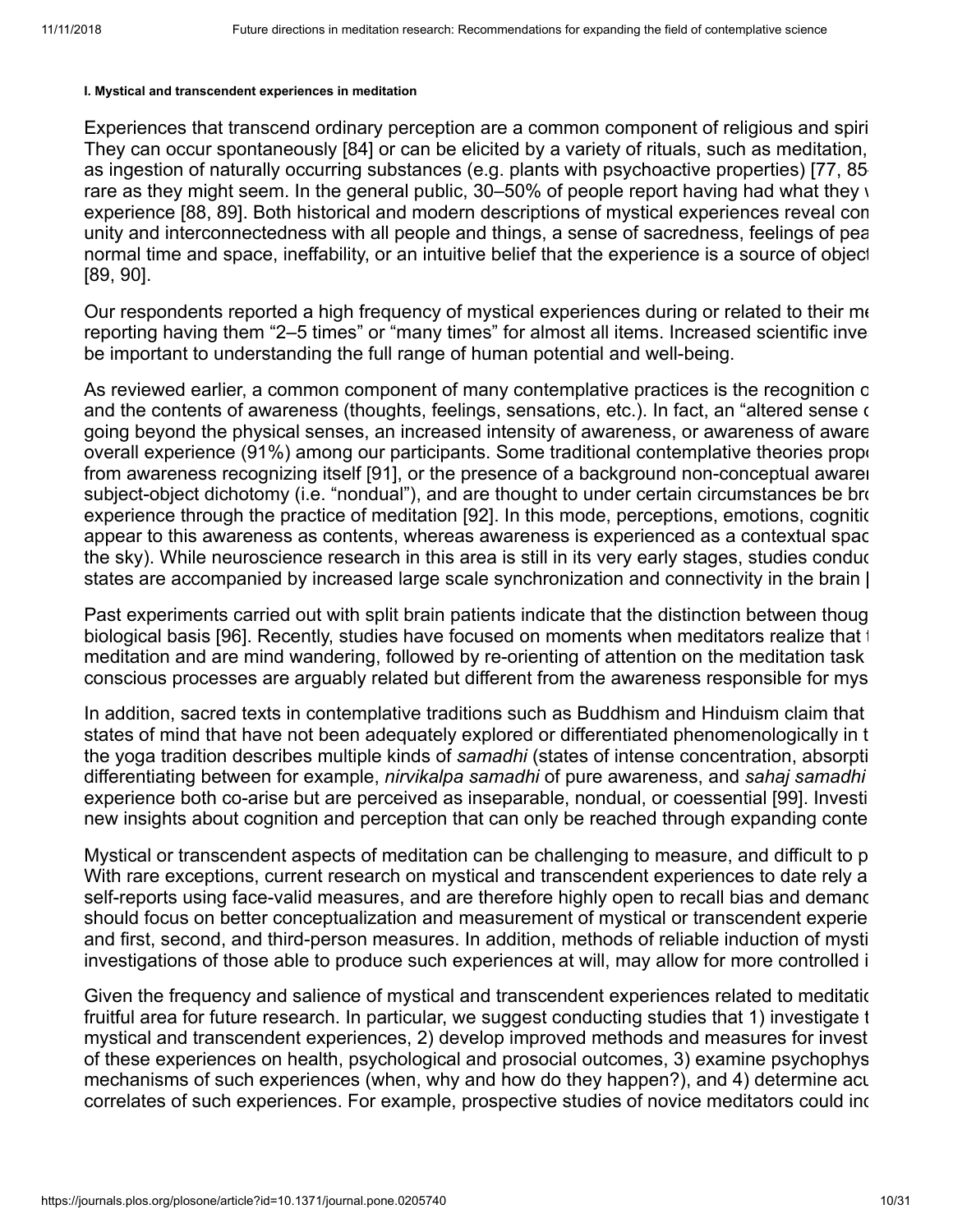#### I. Mystical and transcendent experiences in meditation

Experiences that transcend ordinary perception are a common component of religious and spiri They can occur spontaneously [84] or can be elicited by a variety of rituals, such as meditation, as ingestion of naturally occurring substances (e.g. plants with psychoactive properties) [77, 85 rare as they might seem. In the general public, 30–50% of people report having had what they v experience [88, 89]. Both historical and modern descriptions of mystical experiences reveal con unity and interconnectedness with all people and things, a sense of sacredness, feelings of pea normal time and space, ineffability, or an intuitive belief that the experience is a source of object [89, 90].

Our respondents reported a high frequency of mystical experiences during or related to their me reporting having them "2–5 times" or "many times" for almost all items. Increased scientific inve be important to understanding the full range of human potential and well-being.

As reviewed earlier, a common component of many contemplative practices is the recognition o and the contents of awareness (thoughts, feelings, sensations, etc.). In fact, an "altered sense o going beyond the physical senses, an increased intensity of awareness, or awareness of aware overall experience (91%) among our participants. Some traditional contemplative theories propo from awareness recognizing itself [91], or the presence of a background non-conceptual awarer subject-object dichotomy (i.e. "nondual"), and are thought to under certain circumstances be bro experience through the practice of meditation [92]. In this mode, perceptions, emotions, cognitio appear to this awareness as contents, whereas awareness is experienced as a contextual spac the sky). While neuroscience research in this area is still in its very early stages, studies conduc states are accompanied by increased large scale synchronization and connectivity in the brain [

Past experiments carried out with split brain patients indicate that the distinction between thoug biological basis [96]. Recently, studies have focused on moments when meditators realize that t meditation and are mind wandering, followed by re-orienting of attention on the meditation task conscious processes are arguably related but different from the awareness responsible for mys

In addition, sacred texts in contemplative traditions such as Buddhism and Hinduism claim that states of mind that have not been adequately explored or differentiated phenomenologically in t the yoga tradition describes multiple kinds of *samadhi* (states of intense concentration, absorpti differentiating between for example, *nirvikalpa samadhi* of pure awareness, and *sahaj samadhi* experience both co-arise but are perceived as inseparable, nondual, or coessential [99]. Investi new insights about cognition and perception that can only be reached through expanding conte

Mystical or transcendent aspects of meditation can be challenging to measure, and difficult to p With rare exceptions, current research on mystical and transcendent experiences to date rely a self-reports using face-valid measures, and are therefore highly open to recall bias and demand should focus on better conceptualization and measurement of mystical or transcendent experie and first, second, and third-person measures. In addition, methods of reliable induction of mysti investigations of those able to produce such experiences at will, may allow for more controlled i

Given the frequency and salience of mystical and transcendent experiences related to meditatio fruitful area for future research. In particular, we suggest conducting studies that 1) investigate t mystical and transcendent experiences, 2) develop improved methods and measures for invest of these experiences on health, psychological and prosocial outcomes, 3) examine psychophys mechanisms of such experiences (when, why and how do they happen?), and 4) determine acu correlates of such experiences. For example, prospective studies of novice meditators could inc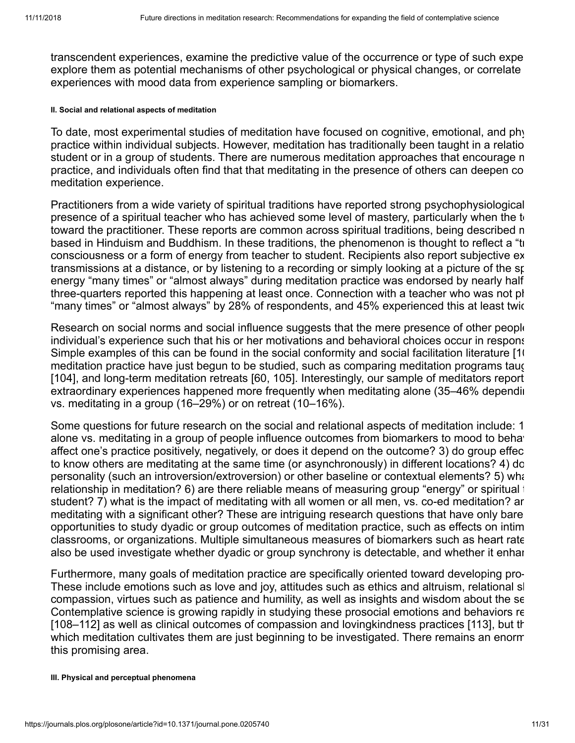transcendent experiences, examine the predictive value of the occurrence or type of such expe explore them as potential mechanisms of other psychological or physical changes, or correlate experiences with mood data from experience sampling or biomarkers.

#### II. Social and relational aspects of meditation

To date, most experimental studies of meditation have focused on cognitive, emotional, and phy practice within individual subjects. However, meditation has traditionally been taught in a relatio student or in a group of students. There are numerous meditation approaches that encourage n practice, and individuals often find that that meditating in the presence of others can deepen co meditation experience.

Practitioners from a wide variety of spiritual traditions have reported strong psychophysiological presence of a spiritual teacher who has achieved some level of mastery, particularly when the te toward the practitioner. These reports are common across spiritual traditions, being described n based in Hinduism and Buddhism. In these traditions, the phenomenon is thought to reflect a "tr consciousness or a form of energy from teacher to student. Recipients also report subjective ex transmissions at a distance, or by listening to a recording or simply looking at a picture of the sp energy "many times" or "almost always" during meditation practice was endorsed by nearly half three-quarters reported this happening at least once. Connection with a teacher who was not ph "many times" or "almost always" by 28% of respondents, and 45% experienced this at least twic

Research on social norms and social influence suggests that the mere presence of other people individual's experience such that his or her motivations and behavioral choices occur in respons Simple examples of this can be found in the social conformity and social facilitation literature [1( meditation practice have just begun to be studied, such as comparing meditation programs taug [104], and long-term meditation retreats [60, 105]. Interestingly, our sample of meditators report extraordinary experiences happened more frequently when meditating alone (35–46% dependi vs. meditating in a group (16–29%) or on retreat (10–16%).

Some questions for future research on the social and relational aspects of meditation include: 1 alone vs. meditating in a group of people influence outcomes from biomarkers to mood to beha affect one's practice positively, negatively, or does it depend on the outcome? 3) do group effec to know others are meditating at the same time (or asynchronously) in different locations? 4) do personality (such an introversion/extroversion) or other baseline or contextual elements? 5) wha relationship in meditation? 6) are there reliable means of measuring group "energy" or spiritual t student? 7) what is the impact of meditating with all women or all men, vs. co-ed meditation? ar meditating with a significant other? These are intriguing research questions that have only bare opportunities to study dyadic or group outcomes of meditation practice, such as effects on intim classrooms, or organizations. Multiple simultaneous measures of biomarkers such as heart rate also be used investigate whether dyadic or group synchrony is detectable, and whether it enhan

Furthermore, many goals of meditation practice are specifically oriented toward developing pro- These include emotions such as love and joy, attitudes such as ethics and altruism, relational sk compassion, virtues such as patience and humility, as well as insights and wisdom about the se Contemplative science is growing rapidly in studying these prosocial emotions and behaviors re [108–112] as well as clinical outcomes of compassion and lovingkindness practices [113], but th which meditation cultivates them are just beginning to be investigated. There remains an enorm this promising area.

#### III. Physical and perceptual phenomena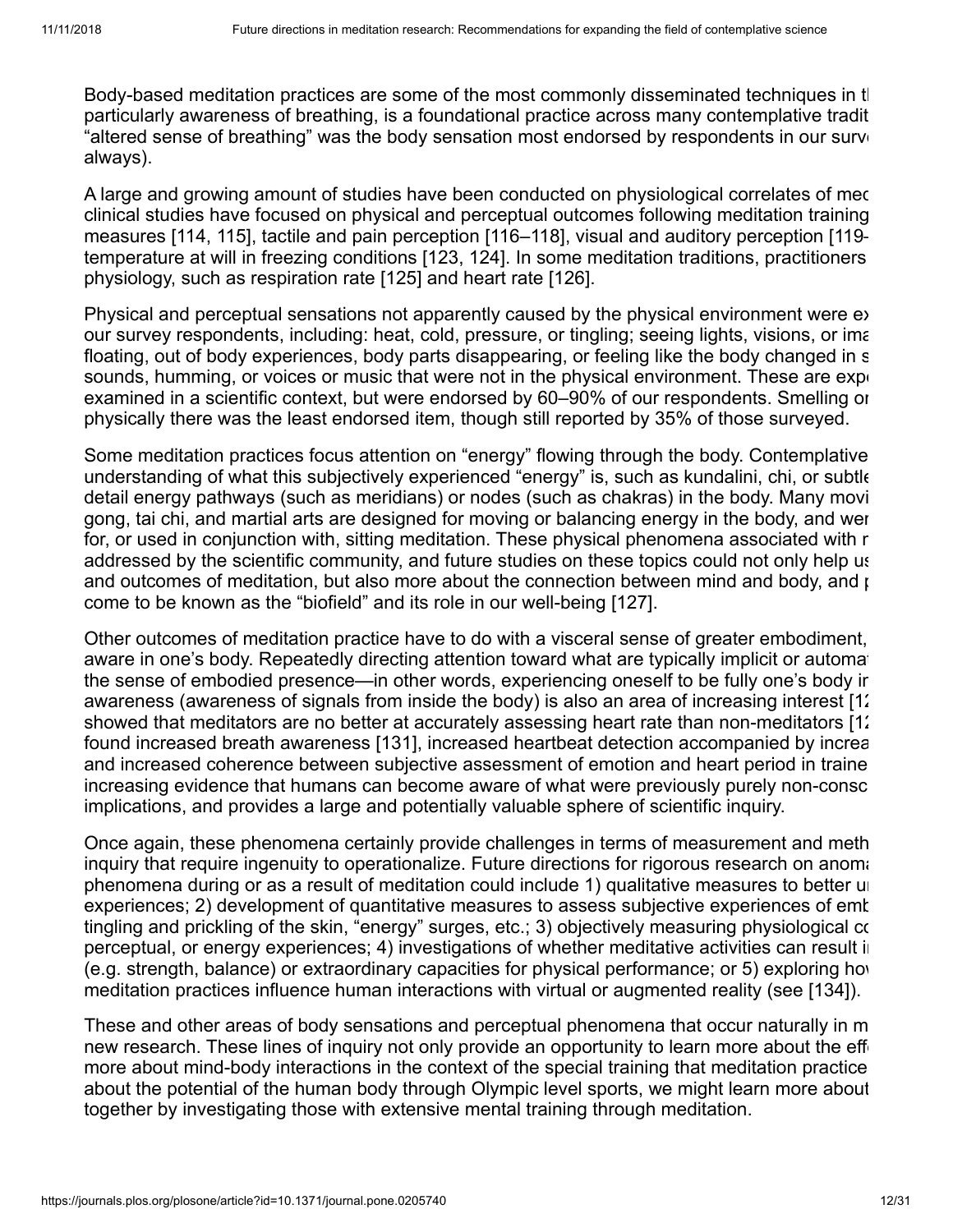Body-based meditation practices are some of the most commonly disseminated techniques in tl particularly awareness of breathing, is a foundational practice across many contemplative tradit "altered sense of breathing" was the body sensation most endorsed by respondents in our surv always).

A large and growing amount of studies have been conducted on physiological correlates of mec clinical studies have focused on physical and perceptual outcomes following meditation training measures [114, 115], tactile and pain perception [116–118], visual and auditory perception [119- temperature at will in freezing conditions [123, 124]. In some meditation traditions, practitioners physiology, such as respiration rate [125] and heart rate [126].

Physical and perceptual sensations not apparently caused by the physical environment were ex our survey respondents, including: heat, cold, pressure, or tingling; seeing lights, visions, or ima floating, out of body experiences, body parts disappearing, or feeling like the body changed in s sounds, humming, or voices or music that were not in the physical environment. These are exp examined in a scientific context, but were endorsed by 60–90% of our respondents. Smelling or physically there was the least endorsed item, though still reported by 35% of those surveyed.

Some meditation practices focus attention on "energy" flowing through the body. Contemplative understanding of what this subjectively experienced "energy" is, such as kundalini, chi, or subtle detail energy pathways (such as meridians) or nodes (such as chakras) in the body. Many movi gong, tai chi, and martial arts are designed for moving or balancing energy in the body, and wer for, or used in conjunction with, sitting meditation. These physical phenomena associated with r addressed by the scientific community, and future studies on these topics could not only help us and outcomes of meditation, but also more about the connection between mind and body, and p come to be known as the "biofield" and its role in our well-being [127].

Other outcomes of meditation practice have to do with a visceral sense of greater embodiment, aware in one's body. Repeatedly directing attention toward what are typically implicit or automa the sense of embodied presence—in other words, experiencing oneself to be fully one's body ir awareness (awareness of signals from inside the body) is also an area of increasing interest [12 showed that meditators are no better at accurately assessing heart rate than non-meditators [12 found increased breath awareness [131], increased heartbeat detection accompanied by increa and increased coherence between subjective assessment of emotion and heart period in traine increasing evidence that humans can become aware of what were previously purely non-consc implications, and provides a large and potentially valuable sphere of scientific inquiry.

Once again, these phenomena certainly provide challenges in terms of measurement and meth inquiry that require ingenuity to operationalize. Future directions for rigorous research on anoma phenomena during or as a result of meditation could include 1) qualitative measures to better ur experiences; 2) development of quantitative measures to assess subjective experiences of emb tingling and prickling of the skin, "energy" surges, etc.; 3) objectively measuring physiological co perceptual, or energy experiences; 4) investigations of whether meditative activities can result ir (e.g. strength, balance) or extraordinary capacities for physical performance; or 5) exploring hov meditation practices influence human interactions with virtual or augmented reality (see [134]).

These and other areas of body sensations and perceptual phenomena that occur naturally in m new research. These lines of inquiry not only provide an opportunity to learn more about the eff more about mind-body interactions in the context of the special training that meditation practice about the potential of the human body through Olympic level sports, we might learn more about together by investigating those with extensive mental training through meditation.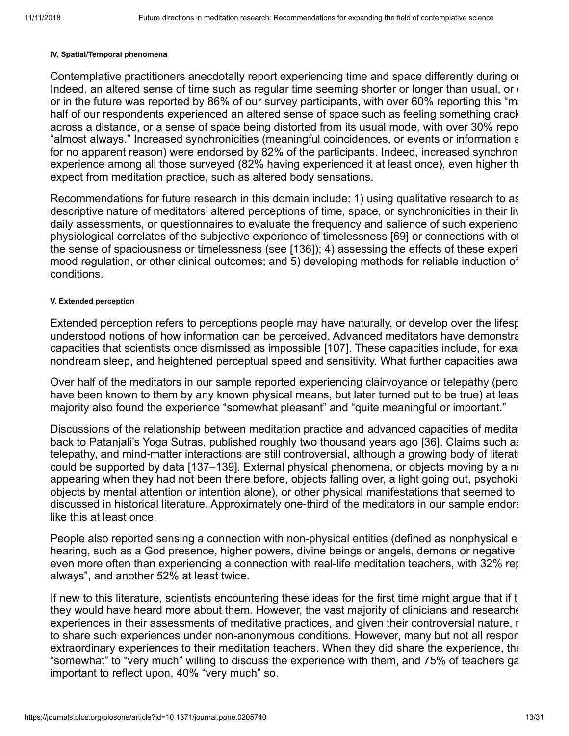#### IV. Spatial/Temporal phenomena

Contemplative practitioners anecdotally report experiencing time and space differently during or Indeed, an altered sense of time such as regular time seeming shorter or longer than usual, or or in the future was reported by 86% of our survey participants, with over 60% reporting this "m half of our respondents experienced an altered sense of space such as feeling something crack across a distance, or a sense of space being distorted from its usual mode, with over 30% repo "almost always." Increased synchronicities (meaningful coincidences, or events or information a for no apparent reason) were endorsed by 82% of the participants. Indeed, increased synchron experience among all those surveyed (82% having experienced it at least once), even higher th expect from meditation practice, such as altered body sensations.

Recommendations for future research in this domain include: 1) using qualitative research to as descriptive nature of meditators' altered perceptions of time, space, or synchronicities in their liv daily assessments, or questionnaires to evaluate the frequency and salience of such experience physiological correlates of the subjective experience of timelessness [69] or connections with ot the sense of spaciousness or timelessness (see [136]); 4) assessing the effects of these experi mood regulation, or other clinical outcomes; and 5) developing methods for reliable induction of conditions.

#### V. Extended perception

Extended perception refers to perceptions people may have naturally, or develop over the lifesp understood notions of how information can be perceived. Advanced meditators have demonstra capacities that scientists once dismissed as impossible [107]. These capacities include, for exa nondream sleep, and heightened perceptual speed and sensitivity. What further capacities awa

Over half of the meditators in our sample reported experiencing clairvoyance or telepathy (perc have been known to them by any known physical means, but later turned out to be true) at leas majority also found the experience "somewhat pleasant" and "quite meaningful or important."

Discussions of the relationship between meditation practice and advanced capacities of medita back to Patanjali's Yoga Sutras, published roughly two thousand years ago [36]. Claims such as telepathy, and mind-matter interactions are still controversial, although a growing body of literat could be supported by data [137–139]. External physical phenomena, or objects moving by a n appearing when they had not been there before, objects falling over, a light going out, psychoki objects by mental attention or intention alone), or other physical manifestations that seemed to discussed in historical literature. Approximately one-third of the meditators in our sample endors like this at least once.

People also reported sensing a connection with non-physical entities (defined as nonphysical e hearing, such as a God presence, higher powers, divine beings or angels, demons or negative even more often than experiencing a connection with real-life meditation teachers, with 32% rep always", and another 52% at least twice.

If new to this literature, scientists encountering these ideas for the first time might argue that if t they would have heard more about them. However, the vast majority of clinicians and researche experiences in their assessments of meditative practices, and given their controversial nature, r to share such experiences under non-anonymous conditions. However, many but not all respon extraordinary experiences to their meditation teachers. When they did share the experience, the "somewhat" to "very much" willing to discuss the experience with them, and 75% of teachers ga important to reflect upon, 40% "very much" so.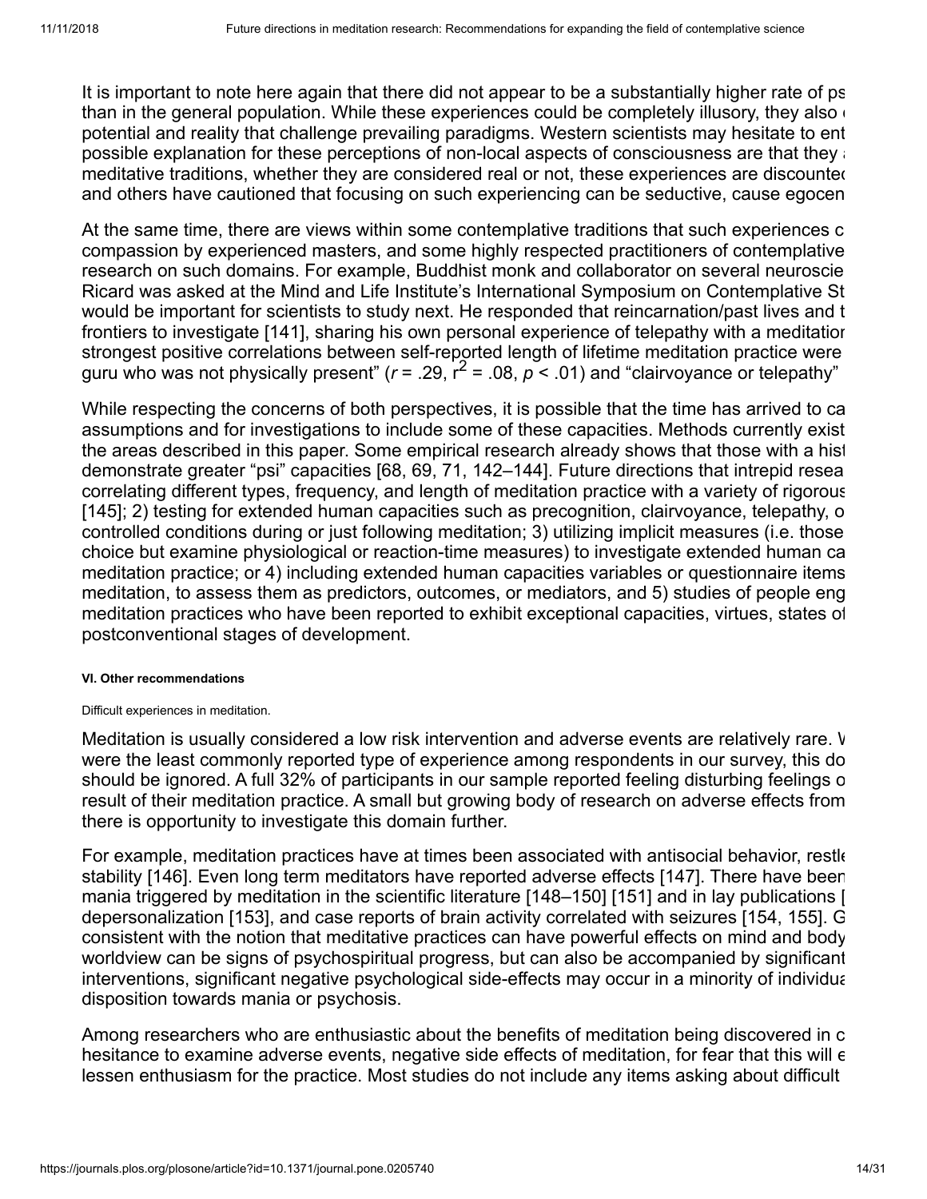It is important to note here again that there did not appear to be a substantially higher rate of ps than in the general population. While these experiences could be completely illusory, they also potential and reality that challenge prevailing paradigms. Western scientists may hesitate to ent possible explanation for these perceptions of non-local aspects of consciousness are that they meditative traditions, whether they are considered real or not, these experiences are discounted and others have cautioned that focusing on such experiencing can be seductive, cause egocen

At the same time, there are views within some contemplative traditions that such experiences c compassion by experienced masters, and some highly respected practitioners of contemplative research on such domains. For example, Buddhist monk and collaborator on several neuroscie Ricard was asked at the Mind and Life Institute's International Symposium on Contemplative St would be important for scientists to study next. He responded that reincarnation/past lives and t frontiers to investigate [141], sharing his own personal experience of telepathy with a meditation strongest positive correlations between self-reported length of lifetime meditation practice were guru who was not physically present" ($r = .29$, $r^2 = .08$, $p < .01$) and "clairvoyance or telepathy"

While respecting the concerns of both perspectives, it is possible that the time has arrived to ca assumptions and for investigations to include some of these capacities. Methods currently exist the areas described in this paper. Some empirical research already shows that those with a hist demonstrate greater "psi" capacities [68, 69, 71, 142–144]. Future directions that intrepid resea correlating different types, frequency, and length of meditation practice with a variety of rigorous [145]; 2) testing for extended human capacities such as precognition, clairvoyance, telepathy, o controlled conditions during or just following meditation; 3) utilizing implicit measures (i.e. those choice but examine physiological or reaction-time measures) to investigate extended human ca meditation practice; or 4) including extended human capacities variables or questionnaire items meditation, to assess them as predictors, outcomes, or mediators, and 5) studies of people eng meditation practices who have been reported to exhibit exceptional capacities, virtues, states of postconventional stages of development.

##### VI. Other recommendations

Difficult experiences in meditation.

Meditation is usually considered a low risk intervention and adverse events are relatively rare. W were the least commonly reported type of experience among respondents in our survey, this do should be ignored. A full 32% of participants in our sample reported feeling disturbing feelings o result of their meditation practice. A small but growing body of research on adverse effects from there is opportunity to investigate this domain further.

For example, meditation practices have at times been associated with antisocial behavior, restle stability [146]. Even long term meditators have reported adverse effects [147]. There have been mania triggered by meditation in the scientific literature [148–150] [151] and in lay publications [ depersonalization [153], and case reports of brain activity correlated with seizures [154, 155]. G consistent with the notion that meditative practices can have powerful effects on mind and body worldview can be signs of psychospiritual progress, but can also be accompanied by significant interventions, significant negative psychological side-effects may occur in a minority of individua disposition towards mania or psychosis.

Among researchers who are enthusiastic about the benefits of meditation being discovered in c hesitance to examine adverse events, negative side effects of meditation, for fear that this will e lessen enthusiasm for the practice. Most studies do not include any items asking about difficult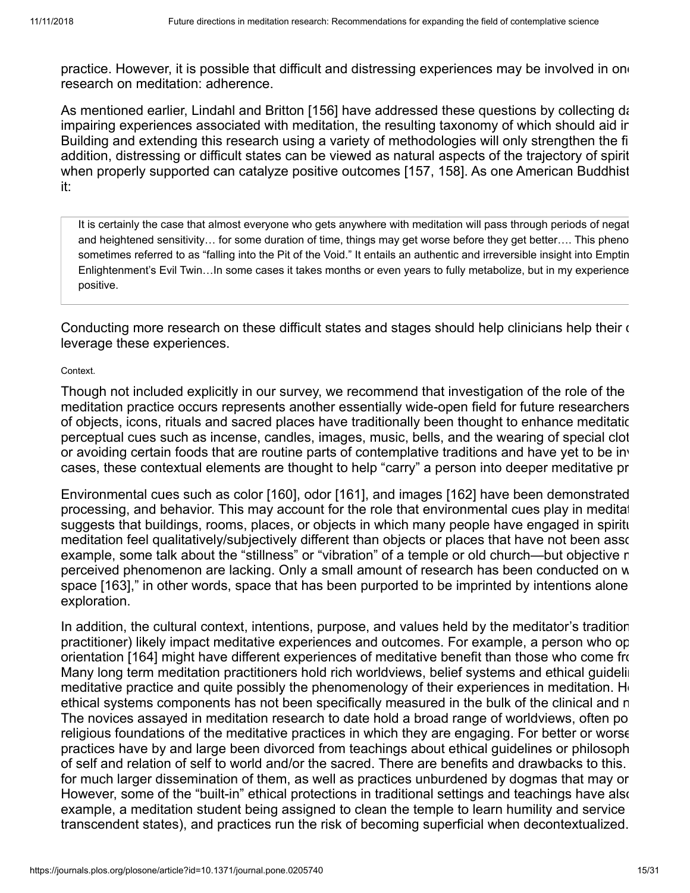practice. However, it is possible that difficult and distressing experiences may be involved in one research on meditation: adherence.

As mentioned earlier, Lindahl and Britton [156] have addressed these questions by collecting da impairing experiences associated with meditation, the resulting taxonomy of which should aid in Building and extending this research using a variety of methodologies will only strengthen the fi addition, distressing or difficult states can be viewed as natural aspects of the trajectory of spirit when properly supported can catalyze positive outcomes [157, 158]. As one American Buddhist it:

> It is certainly the case that almost everyone who gets anywhere with meditation will pass through periods of negat and heightened sensitivity… for some duration of time, things may get worse before they get better…. This pheno sometimes referred to as "falling into the Pit of the Void." It entails an authentic and irreversible insight into Emptin Enlightenment's Evil Twin…In some cases it takes months or even years to fully metabolize, but in my experience positive.

Conducting more research on these difficult states and stages should help clinicians help their c leverage these experiences.

Context.

Though not included explicitly in our survey, we recommend that investigation of the role of the meditation practice occurs represents another essentially wide-open field for future researchers of objects, icons, rituals and sacred places have traditionally been thought to enhance meditatio perceptual cues such as incense, candles, images, music, bells, and the wearing of special clot or avoiding certain foods that are routine parts of contemplative traditions and have yet to be inv cases, these contextual elements are thought to help "carry" a person into deeper meditative pr

Environmental cues such as color [160], odor [161], and images [162] have been demonstrated processing, and behavior. This may account for the role that environmental cues play in meditat suggests that buildings, rooms, places, or objects in which many people have engaged in spiritu meditation feel qualitatively/subjectively different than objects or places that have not been asso example, some talk about the "stillness" or "vibration" of a temple or old church—but objective m perceived phenomenon are lacking. Only a small amount of research has been conducted on w space [163]," in other words, space that has been purported to be imprinted by intentions alone exploration.

In addition, the cultural context, intentions, purpose, and values held by the meditator's tradition practitioner) likely impact meditative experiences and outcomes. For example, a person who op orientation [164] might have different experiences of meditative benefit than those who come fro Many long term meditation practitioners hold rich worldviews, belief systems and ethical guideli meditative practice and quite possibly the phenomenology of their experiences in meditation. Ho ethical systems components has not been specifically measured in the bulk of the clinical and n The novices assayed in meditation research to date hold a broad range of worldviews, often po religious foundations of the meditative practices in which they are engaging. For better or worse practices have by and large been divorced from teachings about ethical guidelines or philosoph of self and relation of self to world and/or the sacred. There are benefits and drawbacks to this. for much larger dissemination of them, as well as practices unburdened by dogmas that may or However, some of the "built-in" ethical protections in traditional settings and teachings have also example, a meditation student being assigned to clean the temple to learn humility and service transcendent states), and practices run the risk of becoming superficial when decontextualized.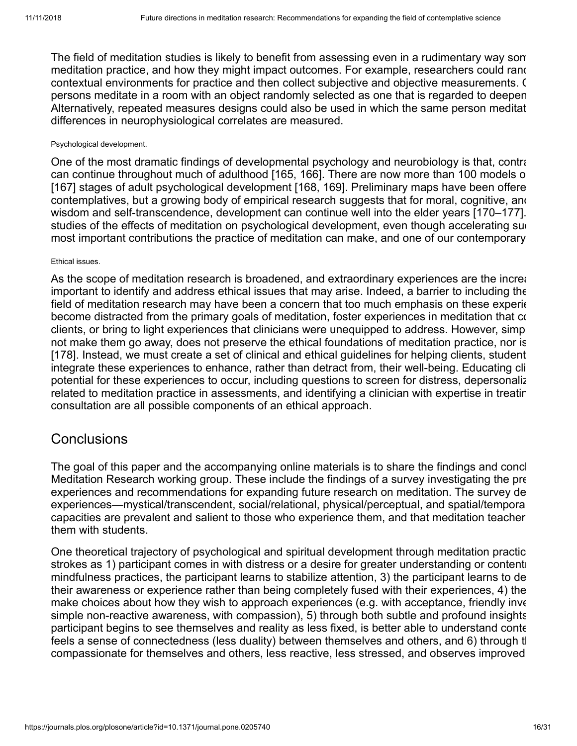The field of meditation studies is likely to benefit from assessing even in a rudimentary way som meditation practice, and how they might impact outcomes. For example, researchers could ranc contextual environments for practice and then collect subjective and objective measurements. ( persons meditate in a room with an object randomly selected as one that is regarded to deepen Alternatively, repeated measures designs could also be used in which the same person meditat differences in neurophysiological correlates are measured.

#### Psychological development.

One of the most dramatic findings of developmental psychology and neurobiology is that, contra can continue throughout much of adulthood [165, 166]. There are now more than 100 models o [167] stages of adult psychological development [168, 169]. Preliminary maps have been offere contemplatives, but a growing body of empirical research suggests that for moral, cognitive, anc wisdom and self-transcendence, development can continue well into the elder years [170–177]. studies of the effects of meditation on psychological development, even though accelerating su most important contributions the practice of meditation can make, and one of our contemporary

#### Ethical issues.

As the scope of meditation research is broadened, and extraordinary experiences are the increa important to identify and address ethical issues that may arise. Indeed, a barrier to including the field of meditation research may have been a concern that too much emphasis on these experie become distracted from the primary goals of meditation, foster experiences in meditation that co clients, or bring to light experiences that clinicians were unequipped to address. However, simp not make them go away, does not preserve the ethical foundations of meditation practice, nor is [178]. Instead, we must create a set of clinical and ethical guidelines for helping clients, student integrate these experiences to enhance, rather than detract from, their well-being. Educating cli potential for these experiences to occur, including questions to screen for distress, depersonaliz related to meditation practice in assessments, and identifying a clinician with expertise in treatir consultation are all possible components of an ethical approach.

## Conclusions

The goal of this paper and the accompanying online materials is to share the findings and concl Meditation Research working group. These include the findings of a survey investigating the pre experiences and recommendations for expanding future research on meditation. The survey de experiences—mystical/transcendent, social/relational, physical/perceptual, and spatial/tempora capacities are prevalent and salient to those who experience them, and that meditation teacher them with students.

One theoretical trajectory of psychological and spiritual development through meditation practic strokes as 1) participant comes in with distress or a desire for greater understanding or content mindfulness practices, the participant learns to stabilize attention, 3) the participant learns to de their awareness or experience rather than being completely fused with their experiences, 4) the make choices about how they wish to approach experiences (e.g. with acceptance, friendly inve simple non-reactive awareness, with compassion), 5) through both subtle and profound insights participant begins to see themselves and reality as less fixed, is better able to understand conte feels a sense of connectedness (less duality) between themselves and others, and 6) through t compassionate for themselves and others, less reactive, less stressed, and observes improved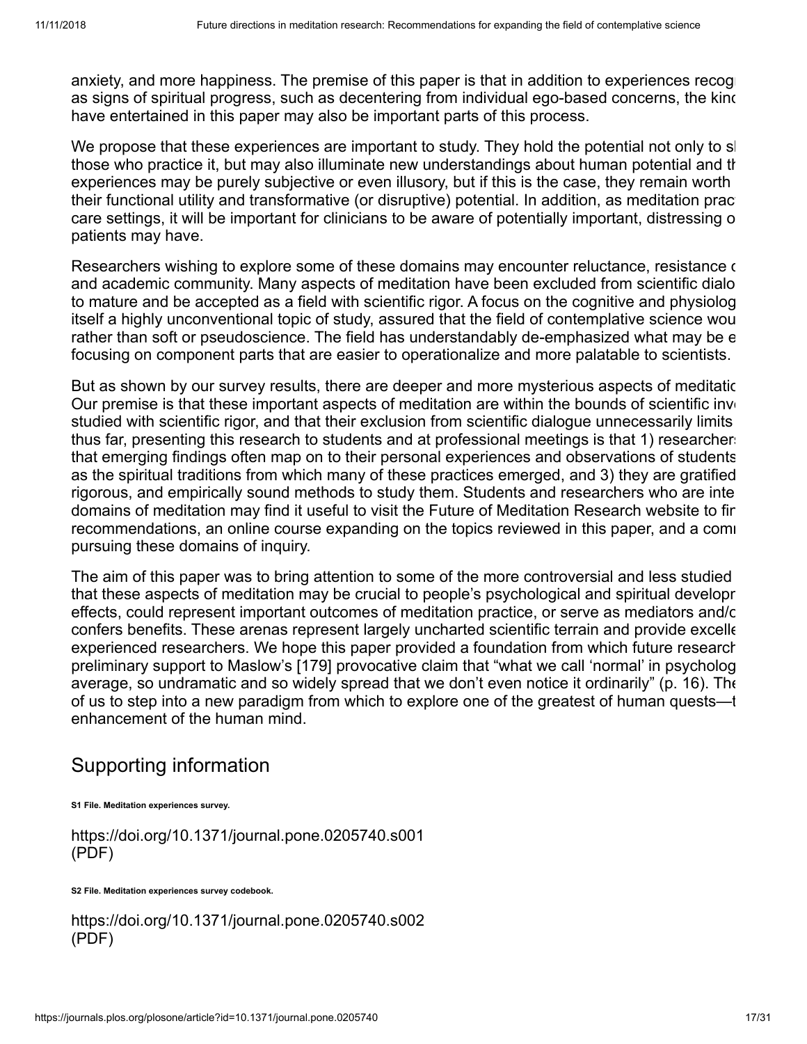anxiety, and more happiness. The premise of this paper is that in addition to experiences recog as signs of spiritual progress, such as decentering from individual ego-based concerns, the kinc have entertained in this paper may also be important parts of this process.

We propose that these experiences are important to study. They hold the potential not only to sl those who practice it, but may also illuminate new understandings about human potential and th experiences may be purely subjective or even illusory, but if this is the case, they remain worth their functional utility and transformative (or disruptive) potential. In addition, as meditation prac care settings, it will be important for clinicians to be aware of potentially important, distressing o patients may have.

Researchers wishing to explore some of these domains may encounter reluctance, resistance c and academic community. Many aspects of meditation have been excluded from scientific dialo to mature and be accepted as a field with scientific rigor. A focus on the cognitive and physiolog itself a highly unconventional topic of study, assured that the field of contemplative science wou rather than soft or pseudoscience. The field has understandably de-emphasized what may be e focusing on component parts that are easier to operationalize and more palatable to scientists.

But as shown by our survey results, there are deeper and more mysterious aspects of meditatic Our premise is that these important aspects of meditation are within the bounds of scientific inv studied with scientific rigor, and that their exclusion from scientific dialogue unnecessarily limits thus far, presenting this research to students and at professional meetings is that 1) researchers that emerging findings often map on to their personal experiences and observations of students as the spiritual traditions from which many of these practices emerged, and 3) they are gratified rigorous, and empirically sound methods to study them. Students and researchers who are inte domains of meditation may find it useful to visit the Future of Meditation Research website to fir recommendations, an online course expanding on the topics reviewed in this paper, and a comı pursuing these domains of inquiry.

The aim of this paper was to bring attention to some of the more controversial and less studied that these aspects of meditation may be crucial to people's psychological and spiritual developr effects, could represent important outcomes of meditation practice, or serve as mediators and/c confers benefits. These arenas represent largely uncharted scientific terrain and provide excelle experienced researchers. We hope this paper provided a foundation from which future research preliminary support to Maslow's [179] provocative claim that "what we call 'normal' in psycholog average, so undramatic and so widely spread that we don't even notice it ordinarily" (p. 16). The of us to step into a new paradigm from which to explore one of the greatest of human quests—t enhancement of the human mind.

## Supporting information

**S1 File. Meditation experiences survey.**

https://doi.org/10.1371/journal.pone.0205740.s001
(PDF)

**S2 File. Meditation experiences survey codebook.**

https://doi.org/10.1371/journal.pone.0205740.s002
(PDF)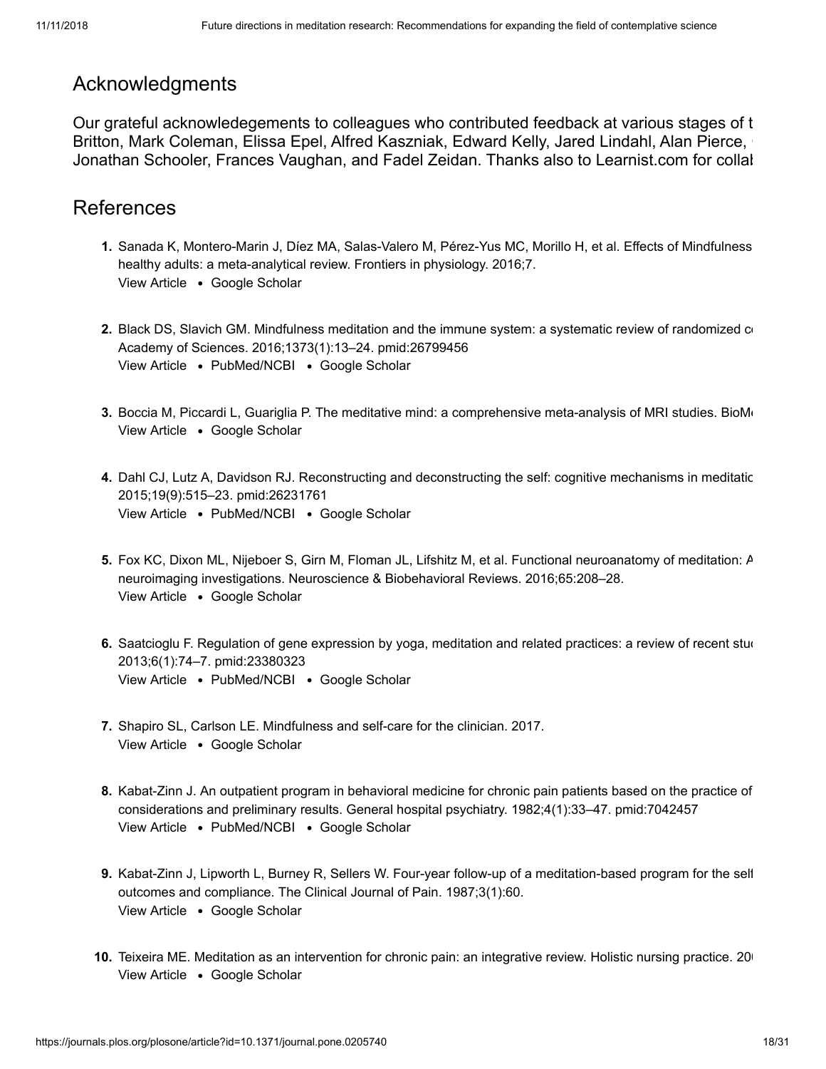## Acknowledgments

Our grateful acknowledegements to colleagues who contributed feedback at various stages of t Britton, Mark Coleman, Elissa Epel, Alfred Kaszniak, Edward Kelly, Jared Lindahl, Alan Pierce, Jonathan Schooler, Frances Vaughan, and Fadel Zeidan. Thanks also to Learnist.com for collal

## References

1. Sanada K, Montero-Marin J, Díez MA, Salas-Valero M, Pérez-Yus MC, Morillo H, et al. Effects of Mindfulness healthy adults: a meta-analytical review. Frontiers in physiology. 2016;7.
   View Article • Google Scholar

2. Black DS, Slavich GM. Mindfulness meditation and the immune system: a systematic review of randomized c Academy of Sciences. 2016;1373(1):13–24. pmid:26799456
   View Article • PubMed/NCBI • Google Scholar

3. Boccia M, Piccardi L, Guariglia P. The meditative mind: a comprehensive meta-analysis of MRI studies. BioM
   View Article • Google Scholar

4. Dahl CJ, Lutz A, Davidson RJ. Reconstructing and deconstructing the self: cognitive mechanisms in meditatic 2015;19(9):515–23. pmid:26231761
   View Article • PubMed/NCBI • Google Scholar

5. Fox KC, Dixon ML, Nijeboer S, Girn M, Floman JL, Lifshitz M, et al. Functional neuroanatomy of meditation: A neuroimaging investigations. Neuroscience & Biobehavioral Reviews. 2016;65:208–28.
   View Article • Google Scholar

6. Saatcioglu F. Regulation of gene expression by yoga, meditation and related practices: a review of recent stu 2013;6(1):74–7. pmid:23380323
   View Article • PubMed/NCBI • Google Scholar

7. Shapiro SL, Carlson LE. Mindfulness and self-care for the clinician. 2017.
   View Article • Google Scholar

8. Kabat-Zinn J. An outpatient program in behavioral medicine for chronic pain patients based on the practice of considerations and preliminary results. General hospital psychiatry. 1982;4(1):33–47. pmid:7042457
   View Article • PubMed/NCBI • Google Scholar

9. Kabat-Zinn J, Lipworth L, Burney R, Sellers W. Four-year follow-up of a meditation-based program for the self outcomes and compliance. The Clinical Journal of Pain. 1987;3(1):60.
   View Article • Google Scholar

10. Teixeira ME. Meditation as an intervention for chronic pain: an integrative review. Holistic nursing practice. 20
    View Article • Google Scholar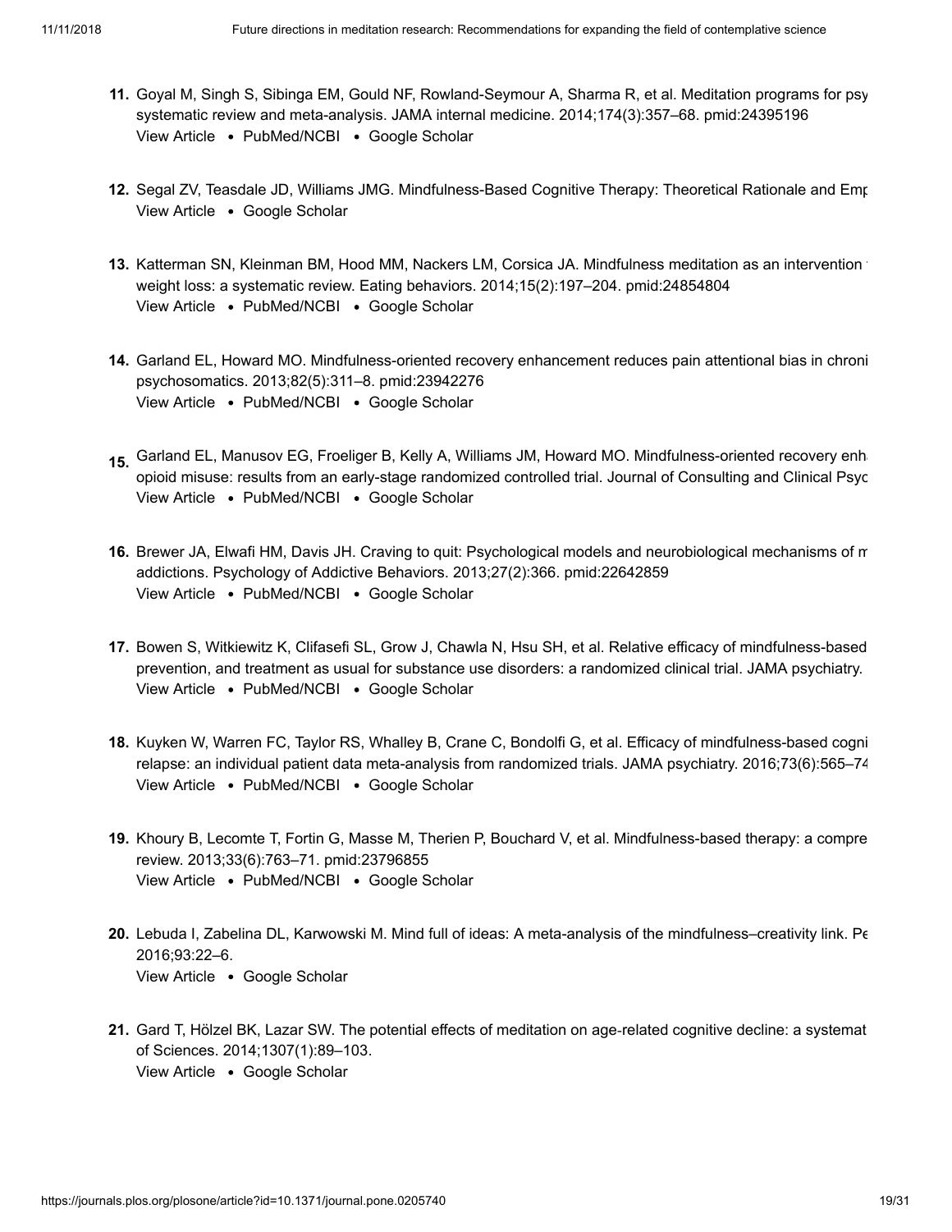11. Goyal M, Singh S, Sibinga EM, Gould NF, Rowland-Seymour A, Sharma R, et al. Meditation programs for psy systematic review and meta-analysis. JAMA internal medicine. 2014;174(3):357–68. pmid:24395196
View Article • PubMed/NCBI • Google Scholar

12. Segal ZV, Teasdale JD, Williams JMG. Mindfulness-Based Cognitive Therapy: Theoretical Rationale and Emp
View Article • Google Scholar

13. Katterman SN, Kleinman BM, Hood MM, Nackers LM, Corsica JA. Mindfulness meditation as an intervention weight loss: a systematic review. Eating behaviors. 2014;15(2):197–204. pmid:24854804
View Article • PubMed/NCBI • Google Scholar

14. Garland EL, Howard MO. Mindfulness-oriented recovery enhancement reduces pain attentional bias in chroni psychosomatics. 2013;82(5):311–8. pmid:23942276
View Article • PubMed/NCBI • Google Scholar

15. Garland EL, Manusov EG, Froeliger B, Kelly A, Williams JM, Howard MO. Mindfulness-oriented recovery enh opioid misuse: results from an early-stage randomized controlled trial. Journal of Consulting and Clinical Psyc
View Article • PubMed/NCBI • Google Scholar

16. Brewer JA, Elwafi HM, Davis JH. Craving to quit: Psychological models and neurobiological mechanisms of m addictions. Psychology of Addictive Behaviors. 2013;27(2):366. pmid:22642859
View Article • PubMed/NCBI • Google Scholar

17. Bowen S, Witkiewitz K, Clifasefi SL, Grow J, Chawla N, Hsu SH, et al. Relative efficacy of mindfulness-based prevention, and treatment as usual for substance use disorders: a randomized clinical trial. JAMA psychiatry.
View Article • PubMed/NCBI • Google Scholar

18. Kuyken W, Warren FC, Taylor RS, Whalley B, Crane C, Bondolfi G, et al. Efficacy of mindfulness-based cogni relapse: an individual patient data meta-analysis from randomized trials. JAMA psychiatry. 2016;73(6):565–74
View Article • PubMed/NCBI • Google Scholar

19. Khoury B, Lecomte T, Fortin G, Masse M, Therien P, Bouchard V, et al. Mindfulness-based therapy: a compre review. 2013;33(6):763–71. pmid:23796855
View Article • PubMed/NCBI • Google Scholar

20. Lebuda I, Zabelina DL, Karwowski M. Mind full of ideas: A meta-analysis of the mindfulness–creativity link. Pe 2016;93:22–6.
View Article • Google Scholar

21. Gard T, Hölzel BK, Lazar SW. The potential effects of meditation on age-related cognitive decline: a systemat of Sciences. 2014;1307(1):89–103.
View Article • Google Scholar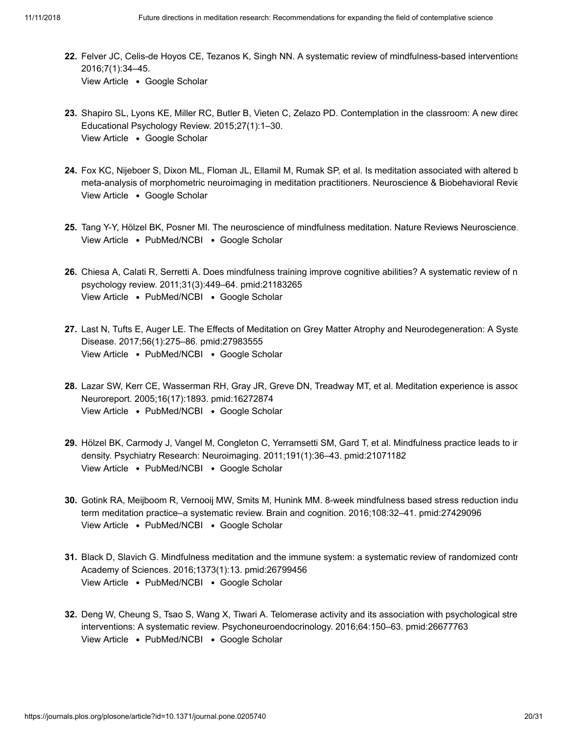22. Felver JC, Celis-de Hoyos CE, Tezanos K, Singh NN. A systematic review of mindfulness-based interventions 2016;7(1):34–45.
View Article • Google Scholar

23. Shapiro SL, Lyons KE, Miller RC, Butler B, Vieten C, Zelazo PD. Contemplation in the classroom: A new direc Educational Psychology Review. 2015;27(1):1–30.
View Article • Google Scholar

24. Fox KC, Nijeboer S, Dixon ML, Floman JL, Ellamil M, Rumak SP, et al. Is meditation associated with altered b meta-analysis of morphometric neuroimaging in meditation practitioners. Neuroscience & Biobehavioral Revie
View Article • Google Scholar

25. Tang Y-Y, Hölzel BK, Posner MI. The neuroscience of mindfulness meditation. Nature Reviews Neuroscience.
View Article • PubMed/NCBI • Google Scholar

26. Chiesa A, Calati R, Serretti A. Does mindfulness training improve cognitive abilities? A systematic review of n psychology review. 2011;31(3):449–64. pmid:21183265
View Article • PubMed/NCBI • Google Scholar

27. Last N, Tufts E, Auger LE. The Effects of Meditation on Grey Matter Atrophy and Neurodegeneration: A Syste Disease. 2017;56(1):275–86. pmid:27983555
View Article • PubMed/NCBI • Google Scholar

28. Lazar SW, Kerr CE, Wasserman RH, Gray JR, Greve DN, Treadway MT, et al. Meditation experience is assoc Neuroreport. 2005;16(17):1893. pmid:16272874
View Article • PubMed/NCBI • Google Scholar

29. Hölzel BK, Carmody J, Vangel M, Congleton C, Yerramsetti SM, Gard T, et al. Mindfulness practice leads to ir density. Psychiatry Research: Neuroimaging. 2011;191(1):36–43. pmid:21071182
View Article • PubMed/NCBI • Google Scholar

30. Gotink RA, Meijboom R, Vernooij MW, Smits M, Hunink MM. 8-week mindfulness based stress reduction indu term meditation practice–a systematic review. Brain and cognition. 2016;108:32–41. pmid:27429096
View Article • PubMed/NCBI • Google Scholar

31. Black D, Slavich G. Mindfulness meditation and the immune system: a systematic review of randomized contr Academy of Sciences. 2016;1373(1):13. pmid:26799456
View Article • PubMed/NCBI • Google Scholar

32. Deng W, Cheung S, Tsao S, Wang X, Tiwari A. Telomerase activity and its association with psychological stre interventions: A systematic review. Psychoneuroendocrinology. 2016;64:150–63. pmid:26677763
View Article • PubMed/NCBI • Google Scholar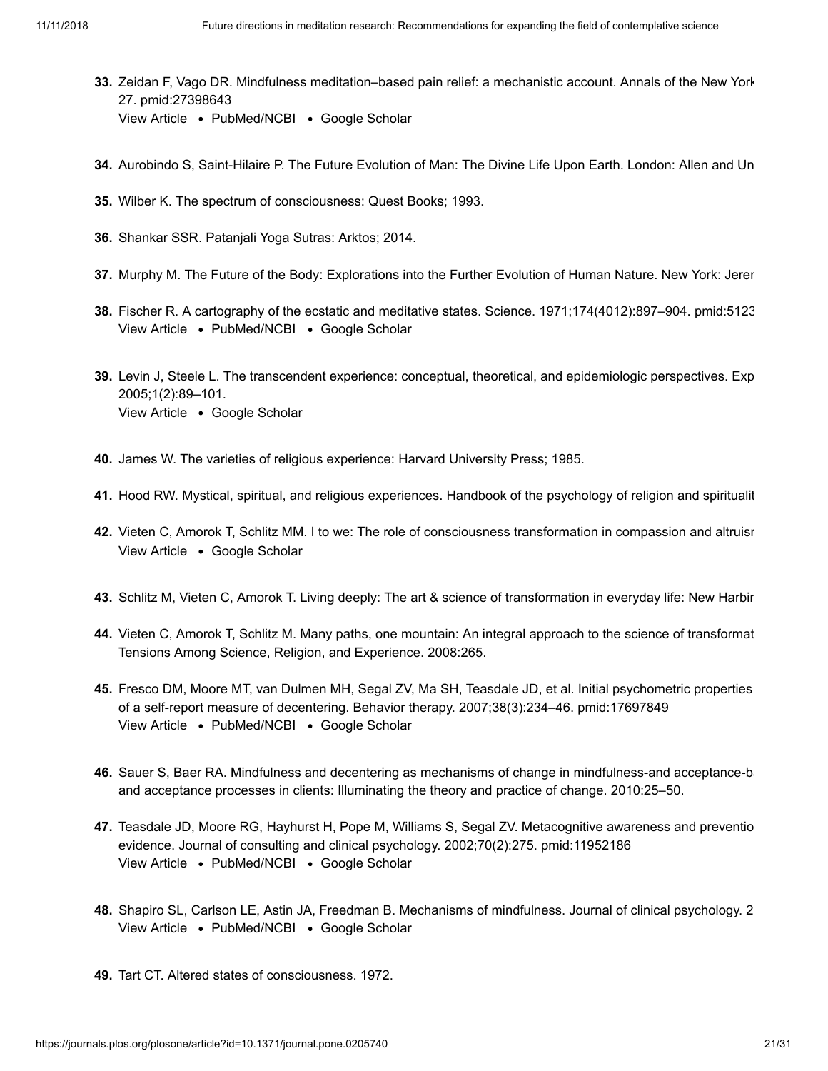33. Zeidan F, Vago DR. Mindfulness meditation–based pain relief: a mechanistic account. Annals of the New York 27. pmid:27398643
View Article • PubMed/NCBI • Google Scholar

34. Aurobindo S, Saint-Hilaire P. The Future Evolution of Man: The Divine Life Upon Earth. London: Allen and Un

35. Wilber K. The spectrum of consciousness: Quest Books; 1993.

36. Shankar SSR. Patanjali Yoga Sutras: Arktos; 2014.

37. Murphy M. The Future of the Body: Explorations into the Further Evolution of Human Nature. New York: Jerer

38. Fischer R. A cartography of the ecstatic and meditative states. Science. 1971;174(4012):897–904. pmid:5123
View Article • PubMed/NCBI • Google Scholar

39. Levin J, Steele L. The transcendent experience: conceptual, theoretical, and epidemiologic perspectives. Exp 2005;1(2):89–101.
View Article • Google Scholar

40. James W. The varieties of religious experience: Harvard University Press; 1985.

41. Hood RW. Mystical, spiritual, and religious experiences. Handbook of the psychology of religion and spiritualit

42. Vieten C, Amorok T, Schlitz MM. I to we: The role of consciousness transformation in compassion and altruisr
View Article • Google Scholar

43. Schlitz M, Vieten C, Amorok T. Living deeply: The art & science of transformation in everyday life: New Harbir

44. Vieten C, Amorok T, Schlitz M. Many paths, one mountain: An integral approach to the science of transformat Tensions Among Science, Religion, and Experience. 2008:265.

45. Fresco DM, Moore MT, van Dulmen MH, Segal ZV, Ma SH, Teasdale JD, et al. Initial psychometric properties of a self-report measure of decentering. Behavior therapy. 2007;38(3):234–46. pmid:17697849
View Article • PubMed/NCBI • Google Scholar

46. Sauer S, Baer RA. Mindfulness and decentering as mechanisms of change in mindfulness-and acceptance-b and acceptance processes in clients: Illuminating the theory and practice of change. 2010:25–50.

47. Teasdale JD, Moore RG, Hayhurst H, Pope M, Williams S, Segal ZV. Metacognitive awareness and preventio evidence. Journal of consulting and clinical psychology. 2002;70(2):275. pmid:11952186
View Article • PubMed/NCBI • Google Scholar

48. Shapiro SL, Carlson LE, Astin JA, Freedman B. Mechanisms of mindfulness. Journal of clinical psychology. 2
View Article • PubMed/NCBI • Google Scholar

49. Tart CT. Altered states of consciousness. 1972.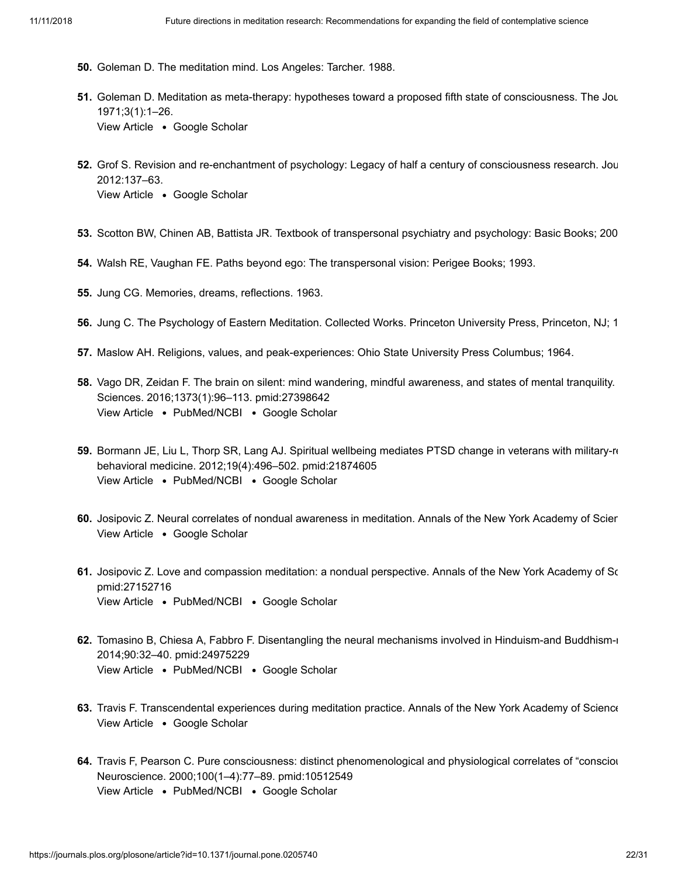50. Goleman D. The meditation mind. Los Angeles: Tarcher. 1988.

51. Goleman D. Meditation as meta-therapy: hypotheses toward a proposed fifth state of consciousness. The Jou 1971;3(1):1–26.
View Article • Google Scholar

52. Grof S. Revision and re-enchantment of psychology: Legacy of half a century of consciousness research. Jou 2012:137–63.
View Article • Google Scholar

53. Scotton BW, Chinen AB, Battista JR. Textbook of transpersonal psychiatry and psychology: Basic Books; 200

54. Walsh RE, Vaughan FE. Paths beyond ego: The transpersonal vision: Perigee Books; 1993.

55. Jung CG. Memories, dreams, reflections. 1963.

56. Jung C. The Psychology of Eastern Meditation. Collected Works. Princeton University Press, Princeton, NJ; 1

57. Maslow AH. Religions, values, and peak-experiences: Ohio State University Press Columbus; 1964.

58. Vago DR, Zeidan F. The brain on silent: mind wandering, mindful awareness, and states of mental tranquility. Sciences. 2016;1373(1):96–113. pmid:27398642
View Article • PubMed/NCBI • Google Scholar

59. Bormann JE, Liu L, Thorp SR, Lang AJ. Spiritual wellbeing mediates PTSD change in veterans with military-re behavioral medicine. 2012;19(4):496–502. pmid:21874605
View Article • PubMed/NCBI • Google Scholar

60. Josipovic Z. Neural correlates of nondual awareness in meditation. Annals of the New York Academy of Scier
View Article • Google Scholar

61. Josipovic Z. Love and compassion meditation: a nondual perspective. Annals of the New York Academy of Sc pmid:27152716
View Article • PubMed/NCBI • Google Scholar

62. Tomasino B, Chiesa A, Fabbro F. Disentangling the neural mechanisms involved in Hinduism-and Buddhism-r 2014;90:32–40. pmid:24975229
View Article • PubMed/NCBI • Google Scholar

63. Travis F. Transcendental experiences during meditation practice. Annals of the New York Academy of Science
View Article • Google Scholar

64. Travis F, Pearson C. Pure consciousness: distinct phenomenological and physiological correlates of "consciou Neuroscience. 2000;100(1–4):77–89. pmid:10512549
View Article • PubMed/NCBI • Google Scholar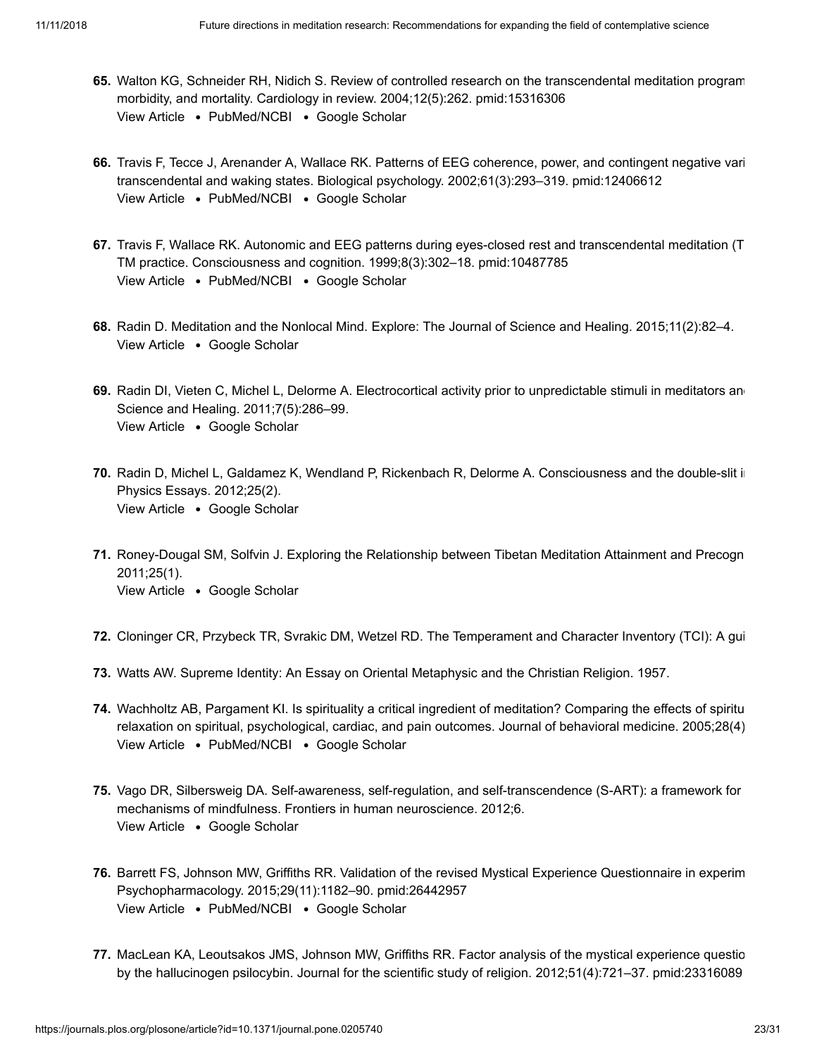65. Walton KG, Schneider RH, Nidich S. Review of controlled research on the transcendental meditation program morbidity, and mortality. Cardiology in review. 2004;12(5):262. pmid:15316306
View Article • PubMed/NCBI • Google Scholar

66. Travis F, Tecce J, Arenander A, Wallace RK. Patterns of EEG coherence, power, and contingent negative vari transcendental and waking states. Biological psychology. 2002;61(3):293–319. pmid:12406612
View Article • PubMed/NCBI • Google Scholar

67. Travis F, Wallace RK. Autonomic and EEG patterns during eyes-closed rest and transcendental meditation (T TM practice. Consciousness and cognition. 1999;8(3):302–18. pmid:10487785
View Article • PubMed/NCBI • Google Scholar

68. Radin D. Meditation and the Nonlocal Mind. Explore: The Journal of Science and Healing. 2015;11(2):82–4.
View Article • Google Scholar

69. Radin DI, Vieten C, Michel L, Delorme A. Electrocortical activity prior to unpredictable stimuli in meditators an Science and Healing. 2011;7(5):286–99.
View Article • Google Scholar

70. Radin D, Michel L, Galdamez K, Wendland P, Rickenbach R, Delorme A. Consciousness and the double-slit i Physics Essays. 2012;25(2).
View Article • Google Scholar

71. Roney-Dougal SM, Solfvin J. Exploring the Relationship between Tibetan Meditation Attainment and Precogn 2011;25(1).
View Article • Google Scholar

72. Cloninger CR, Przybeck TR, Svrakic DM, Wetzel RD. The Temperament and Character Inventory (TCI): A gui

73. Watts AW. Supreme Identity: An Essay on Oriental Metaphysic and the Christian Religion. 1957.

74. Wachholtz AB, Pargament KI. Is spirituality a critical ingredient of meditation? Comparing the effects of spiritu relaxation on spiritual, psychological, cardiac, and pain outcomes. Journal of behavioral medicine. 2005;28(4)
View Article • PubMed/NCBI • Google Scholar

75. Vago DR, Silbersweig DA. Self-awareness, self-regulation, and self-transcendence (S-ART): a framework for mechanisms of mindfulness. Frontiers in human neuroscience. 2012;6.
View Article • Google Scholar

76. Barrett FS, Johnson MW, Griffiths RR. Validation of the revised Mystical Experience Questionnaire in experim Psychopharmacology. 2015;29(11):1182–90. pmid:26442957
View Article • PubMed/NCBI • Google Scholar

77. MacLean KA, Leoutsakos JMS, Johnson MW, Griffiths RR. Factor analysis of the mystical experience questio by the hallucinogen psilocybin. Journal for the scientific study of religion. 2012;51(4):721–37. pmid:23316089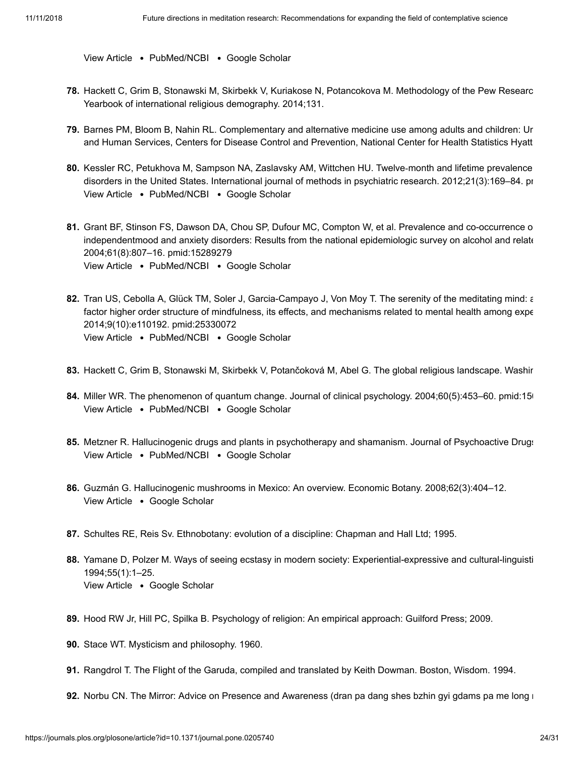View Article • PubMed/NCBI • Google Scholar

78. Hackett C, Grim B, Stonawski M, Skirbekk V, Kuriakose N, Potancokova M. Methodology of the Pew Researc Yearbook of international religious demography. 2014;131.

79. Barnes PM, Bloom B, Nahin RL. Complementary and alternative medicine use among adults and children: Ur and Human Services, Centers for Disease Control and Prevention, National Center for Health Statistics Hyatt

80. Kessler RC, Petukhova M, Sampson NA, Zaslavsky AM, Wittchen HU. Twelve-month and lifetime prevalence disorders in the United States. International journal of methods in psychiatric research. 2012;21(3):169–84. pr
View Article • PubMed/NCBI • Google Scholar

81. Grant BF, Stinson FS, Dawson DA, Chou SP, Dufour MC, Compton W, et al. Prevalence and co-occurrence o independentmood and anxiety disorders: Results from the national epidemiologic survey on alcohol and relate 2004;61(8):807–16. pmid:15289279
View Article • PubMed/NCBI • Google Scholar

82. Tran US, Cebolla A, Glück TM, Soler J, Garcia-Campayo J, Von Moy T. The serenity of the meditating mind: a factor higher order structure of mindfulness, its effects, and mechanisms related to mental health among expe 2014;9(10):e110192. pmid:25330072
View Article • PubMed/NCBI • Google Scholar

83. Hackett C, Grim B, Stonawski M, Skirbekk V, Potančoková M, Abel G. The global religious landscape. Washir

84. Miller WR. The phenomenon of quantum change. Journal of clinical psychology. 2004;60(5):453–60. pmid:15(
View Article • PubMed/NCBI • Google Scholar

85. Metzner R. Hallucinogenic drugs and plants in psychotherapy and shamanism. Journal of Psychoactive Drugs
View Article • PubMed/NCBI • Google Scholar

86. Guzmán G. Hallucinogenic mushrooms in Mexico: An overview. Economic Botany. 2008;62(3):404–12.
View Article • Google Scholar

87. Schultes RE, Reis Sv. Ethnobotany: evolution of a discipline: Chapman and Hall Ltd; 1995.

88. Yamane D, Polzer M. Ways of seeing ecstasy in modern society: Experiential-expressive and cultural-linguisti 1994;55(1):1–25.
View Article • Google Scholar

89. Hood RW Jr, Hill PC, Spilka B. Psychology of religion: An empirical approach: Guilford Press; 2009.

90. Stace WT. Mysticism and philosophy. 1960.

91. Rangdrol T. The Flight of the Garuda, compiled and translated by Keith Dowman. Boston, Wisdom. 1994.

92. Norbu CN. The Mirror: Advice on Presence and Awareness (dran pa dang shes bzhin gyi gdams pa me long r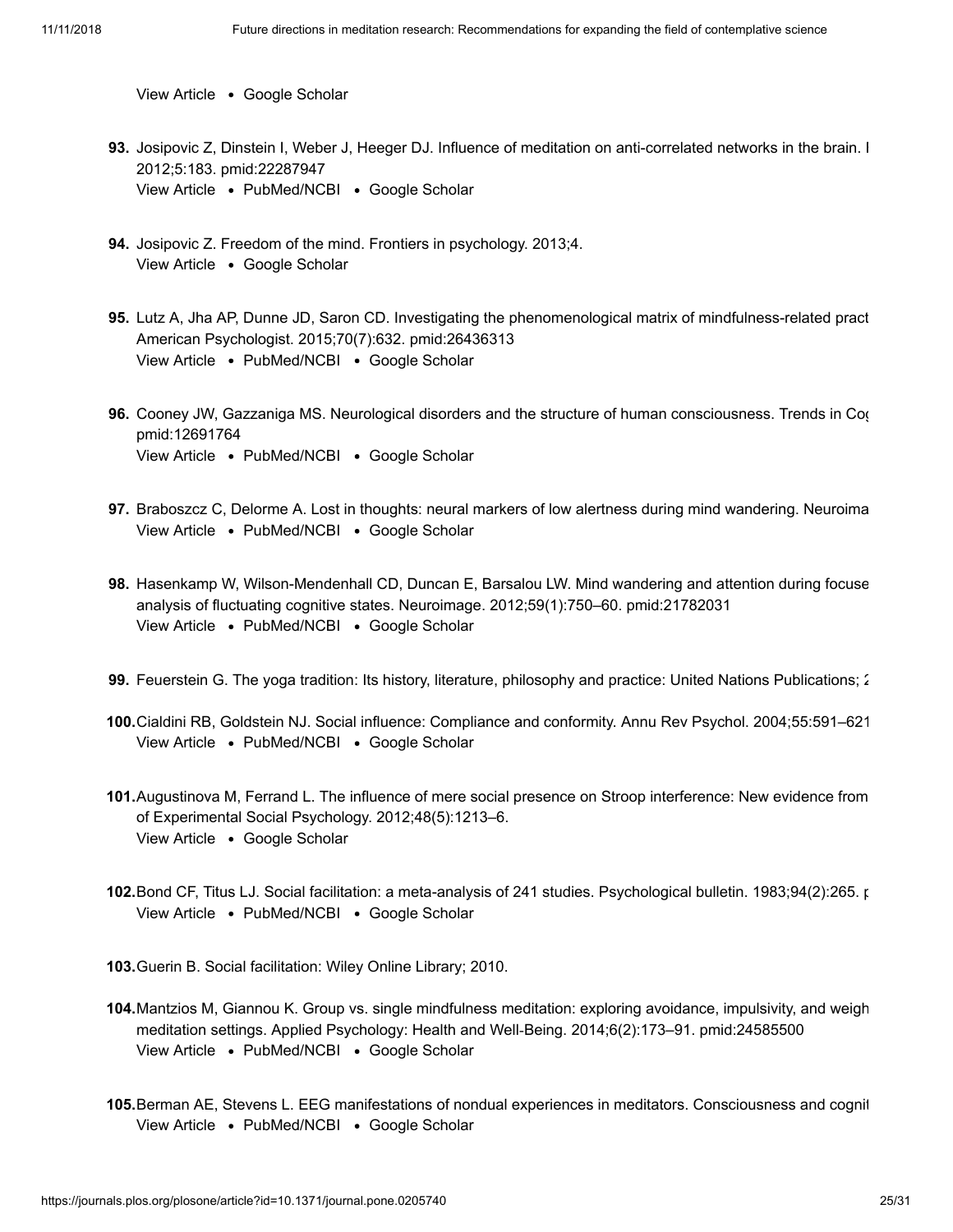View Article • Google Scholar

93. Josipovic Z, Dinstein I, Weber J, Heeger DJ. Influence of meditation on anti-correlated networks in the brain. I 2012;5:183. pmid:22287947
View Article • PubMed/NCBI • Google Scholar

94. Josipovic Z. Freedom of the mind. Frontiers in psychology. 2013;4.
View Article • Google Scholar

95. Lutz A, Jha AP, Dunne JD, Saron CD. Investigating the phenomenological matrix of mindfulness-related pract American Psychologist. 2015;70(7):632. pmid:26436313
View Article • PubMed/NCBI • Google Scholar

96. Cooney JW, Gazzaniga MS. Neurological disorders and the structure of human consciousness. Trends in Co pmid:12691764
View Article • PubMed/NCBI • Google Scholar

97. Braboszcz C, Delorme A. Lost in thoughts: neural markers of low alertness during mind wandering. Neuroima
View Article • PubMed/NCBI • Google Scholar

98. Hasenkamp W, Wilson-Mendenhall CD, Duncan E, Barsalou LW. Mind wandering and attention during focuse analysis of fluctuating cognitive states. Neuroimage. 2012;59(1):750–60. pmid:21782031
View Article • PubMed/NCBI • Google Scholar

99. Feuerstein G. The yoga tradition: Its history, literature, philosophy and practice: United Nations Publications; 2

100. Cialdini RB, Goldstein NJ. Social influence: Compliance and conformity. Annu Rev Psychol. 2004;55:591–621
View Article • PubMed/NCBI • Google Scholar

101. Augustinova M, Ferrand L. The influence of mere social presence on Stroop interference: New evidence from of Experimental Social Psychology. 2012;48(5):1213–6.
View Article • Google Scholar

102. Bond CF, Titus LJ. Social facilitation: a meta-analysis of 241 studies. Psychological bulletin. 1983;94(2):265. p
View Article • PubMed/NCBI • Google Scholar

103. Guerin B. Social facilitation: Wiley Online Library; 2010.

104. Mantzios M, Giannou K. Group vs. single mindfulness meditation: exploring avoidance, impulsivity, and weigh meditation settings. Applied Psychology: Health and Well-Being. 2014;6(2):173–91. pmid:24585500
View Article • PubMed/NCBI • Google Scholar

105. Berman AE, Stevens L. EEG manifestations of nondual experiences in meditators. Consciousness and cognit
View Article • PubMed/NCBI • Google Scholar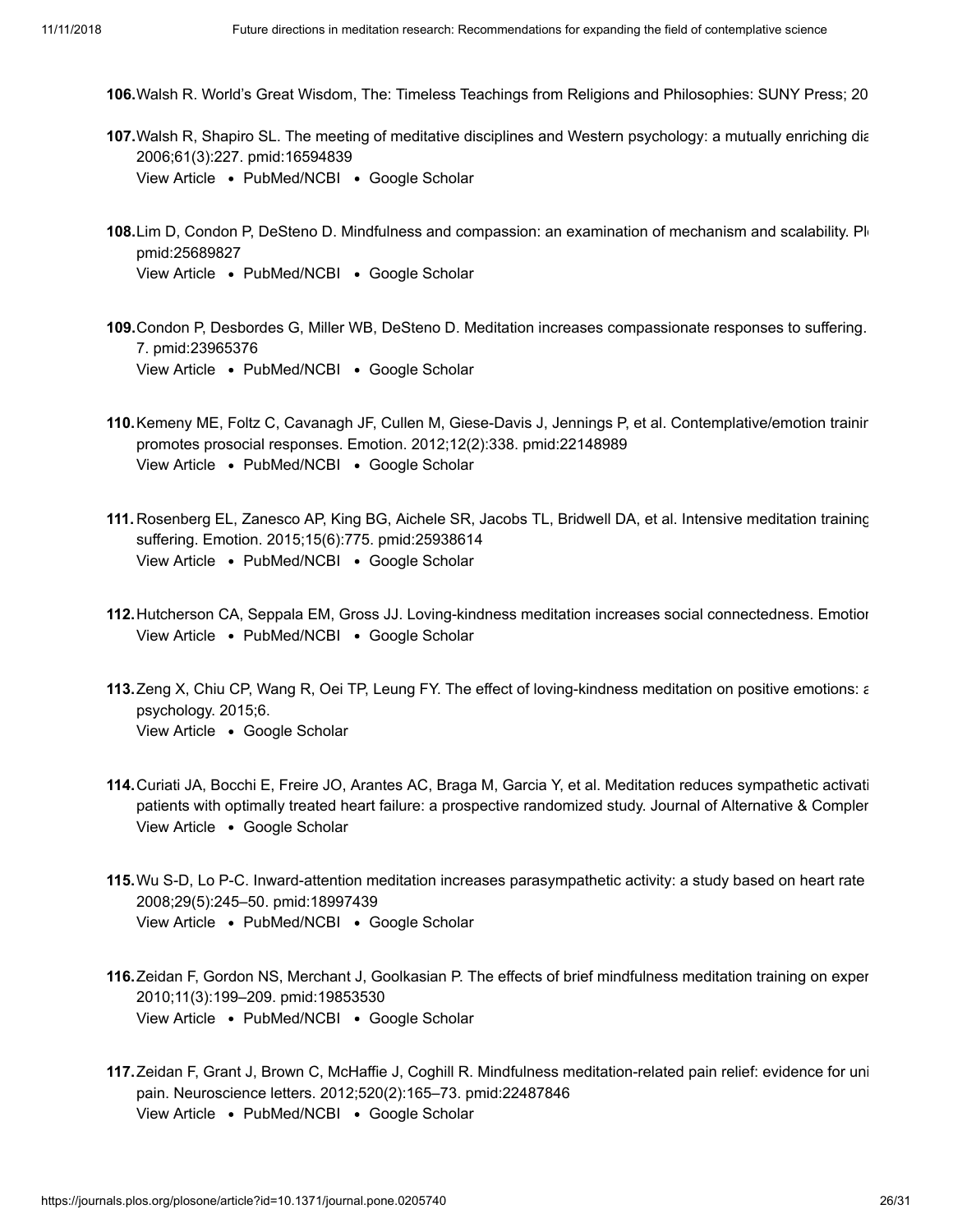106. Walsh R. World's Great Wisdom, The: Timeless Teachings from Religions and Philosophies: SUNY Press; 20

107. Walsh R, Shapiro SL. The meeting of meditative disciplines and Western psychology: a mutually enriching dia 2006;61(3):227. pmid:16594839
View Article • PubMed/NCBI • Google Scholar

108. Lim D, Condon P, DeSteno D. Mindfulness and compassion: an examination of mechanism and scalability. Pl pmid:25689827
View Article • PubMed/NCBI • Google Scholar

109. Condon P, Desbordes G, Miller WB, DeSteno D. Meditation increases compassionate responses to suffering. 7. pmid:23965376
View Article • PubMed/NCBI • Google Scholar

110. Kemeny ME, Foltz C, Cavanagh JF, Cullen M, Giese-Davis J, Jennings P, et al. Contemplative/emotion trainin promotes prosocial responses. Emotion. 2012;12(2):338. pmid:22148989
View Article • PubMed/NCBI • Google Scholar

111. Rosenberg EL, Zanesco AP, King BG, Aichele SR, Jacobs TL, Bridwell DA, et al. Intensive meditation training suffering. Emotion. 2015;15(6):775. pmid:25938614
View Article • PubMed/NCBI • Google Scholar

112. Hutcherson CA, Seppala EM, Gross JJ. Loving-kindness meditation increases social connectedness. Emotion
View Article • PubMed/NCBI • Google Scholar

113. Zeng X, Chiu CP, Wang R, Oei TP, Leung FY. The effect of loving-kindness meditation on positive emotions: a psychology. 2015;6.
View Article • Google Scholar

114. Curiati JA, Bocchi E, Freire JO, Arantes AC, Braga M, Garcia Y, et al. Meditation reduces sympathetic activati patients with optimally treated heart failure: a prospective randomized study. Journal of Alternative & Complem
View Article • Google Scholar

115. Wu S-D, Lo P-C. Inward-attention meditation increases parasympathetic activity: a study based on heart rate 2008;29(5):245–50. pmid:18997439
View Article • PubMed/NCBI • Google Scholar

116. Zeidan F, Gordon NS, Merchant J, Goolkasian P. The effects of brief mindfulness meditation training on exper 2010;11(3):199–209. pmid:19853530
View Article • PubMed/NCBI • Google Scholar

117. Zeidan F, Grant J, Brown C, McHaffie J, Coghill R. Mindfulness meditation-related pain relief: evidence for uni pain. Neuroscience letters. 2012;520(2):165–73. pmid:22487846
View Article • PubMed/NCBI • Google Scholar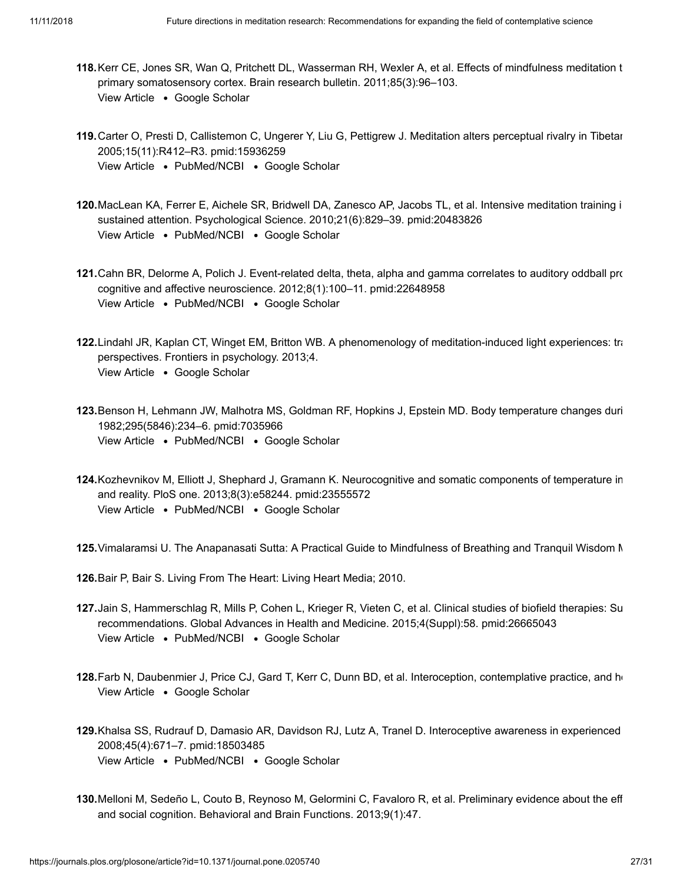118. Kerr CE, Jones SR, Wan Q, Pritchett DL, Wasserman RH, Wexler A, et al. Effects of mindfulness meditation t primary somatosensory cortex. Brain research bulletin. 2011;85(3):96–103.
View Article • Google Scholar

119. Carter O, Presti D, Callistemon C, Ungerer Y, Liu G, Pettigrew J. Meditation alters perceptual rivalry in Tibetar 2005;15(11):R412–R3. pmid:15936259
View Article • PubMed/NCBI • Google Scholar

120. MacLean KA, Ferrer E, Aichele SR, Bridwell DA, Zanesco AP, Jacobs TL, et al. Intensive meditation training i sustained attention. Psychological Science. 2010;21(6):829–39. pmid:20483826
View Article • PubMed/NCBI • Google Scholar

121. Cahn BR, Delorme A, Polich J. Event-related delta, theta, alpha and gamma correlates to auditory oddball prc cognitive and affective neuroscience. 2012;8(1):100–11. pmid:22648958
View Article • PubMed/NCBI • Google Scholar

122. Lindahl JR, Kaplan CT, Winget EM, Britton WB. A phenomenology of meditation-induced light experiences: tra perspectives. Frontiers in psychology. 2013;4.
View Article • Google Scholar

123. Benson H, Lehmann JW, Malhotra MS, Goldman RF, Hopkins J, Epstein MD. Body temperature changes duri 1982;295(5846):234–6. pmid:7035966
View Article • PubMed/NCBI • Google Scholar

124. Kozhevnikov M, Elliott J, Shephard J, Gramann K. Neurocognitive and somatic components of temperature in and reality. PloS one. 2013;8(3):e58244. pmid:23555572
View Article • PubMed/NCBI • Google Scholar

125. Vimalaramsi U. The Anapanasati Sutta: A Practical Guide to Mindfulness of Breathing and Tranquil Wisdom M

126. Bair P, Bair S. Living From The Heart: Living Heart Media; 2010.

127. Jain S, Hammerschlag R, Mills P, Cohen L, Krieger R, Vieten C, et al. Clinical studies of biofield therapies: Su recommendations. Global Advances in Health and Medicine. 2015;4(Suppl):58. pmid:26665043
View Article • PubMed/NCBI • Google Scholar

128. Farb N, Daubenmier J, Price CJ, Gard T, Kerr C, Dunn BD, et al. Interoception, contemplative practice, and he
View Article • Google Scholar

129. Khalsa SS, Rudrauf D, Damasio AR, Davidson RJ, Lutz A, Tranel D. Interoceptive awareness in experienced 2008;45(4):671–7. pmid:18503485
View Article • PubMed/NCBI • Google Scholar

130. Melloni M, Sedeño L, Couto B, Reynoso M, Gelormini C, Favaloro R, et al. Preliminary evidence about the eff and social cognition. Behavioral and Brain Functions. 2013;9(1):47.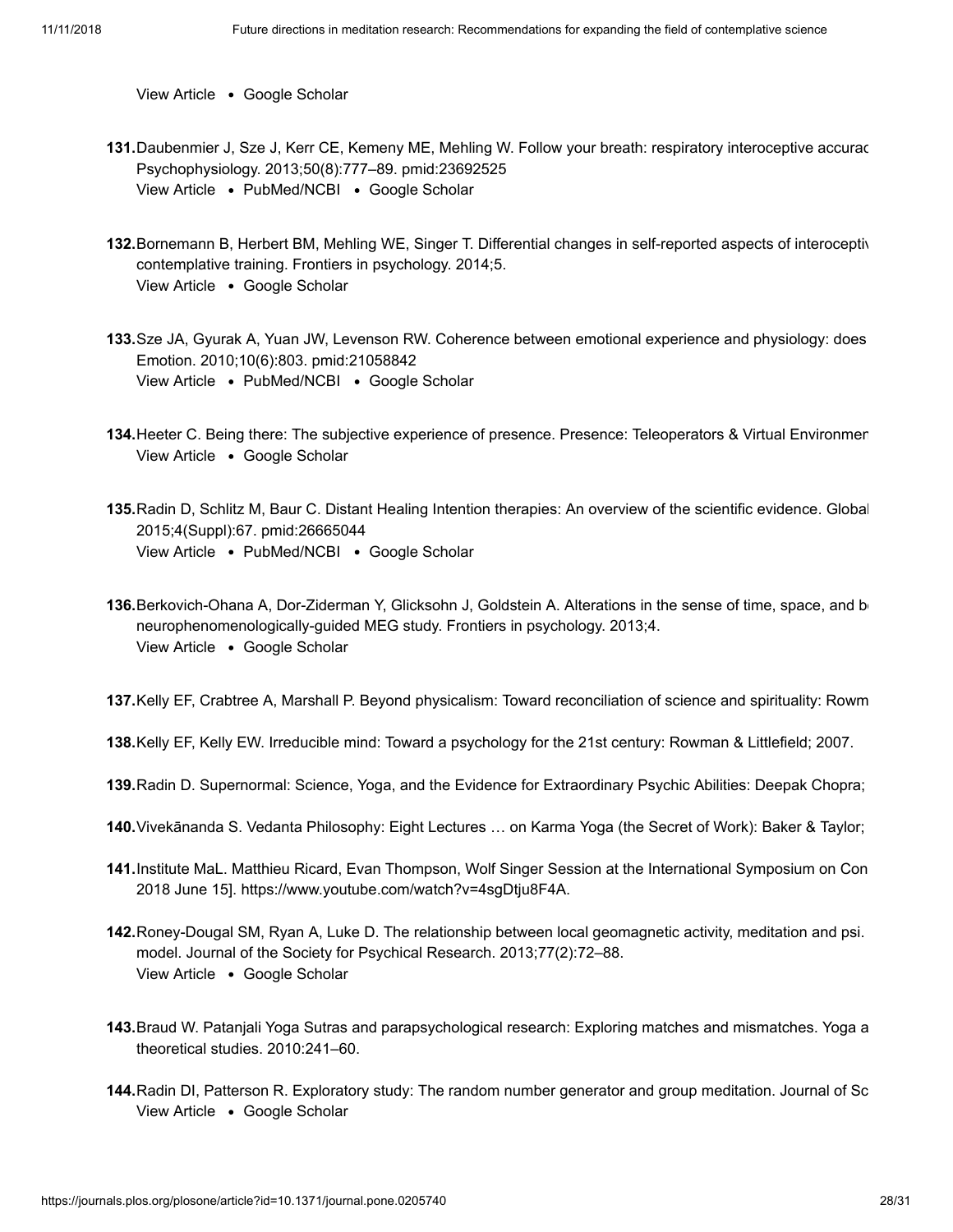View Article • Google Scholar

131. Daubenmier J, Sze J, Kerr CE, Kemeny ME, Mehling W. Follow your breath: respiratory interoceptive accurac Psychophysiology. 2013;50(8):777–89. pmid:23692525
View Article • PubMed/NCBI • Google Scholar

132. Bornemann B, Herbert BM, Mehling WE, Singer T. Differential changes in self-reported aspects of interoceptiv contemplative training. Frontiers in psychology. 2014;5.
View Article • Google Scholar

133. Sze JA, Gyurak A, Yuan JW, Levenson RW. Coherence between emotional experience and physiology: does Emotion. 2010;10(6):803. pmid:21058842
View Article • PubMed/NCBI • Google Scholar

134. Heeter C. Being there: The subjective experience of presence. Presence: Teleoperators & Virtual Environmen
View Article • Google Scholar

135. Radin D, Schlitz M, Baur C. Distant Healing Intention therapies: An overview of the scientific evidence. Global 2015;4(Suppl):67. pmid:26665044
View Article • PubMed/NCBI • Google Scholar

136. Berkovich-Ohana A, Dor-Ziderman Y, Glicksohn J, Goldstein A. Alterations in the sense of time, space, and b neurophenomenologically-guided MEG study. Frontiers in psychology. 2013;4.
View Article • Google Scholar

137. Kelly EF, Crabtree A, Marshall P. Beyond physicalism: Toward reconciliation of science and spirituality: Rowm

138. Kelly EF, Kelly EW. Irreducible mind: Toward a psychology for the 21st century: Rowman & Littlefield; 2007.

139. Radin D. Supernormal: Science, Yoga, and the Evidence for Extraordinary Psychic Abilities: Deepak Chopra;

140. Vivekānanda S. Vedanta Philosophy: Eight Lectures … on Karma Yoga (the Secret of Work): Baker & Taylor;

141. Institute MaL. Matthieu Ricard, Evan Thompson, Wolf Singer Session at the International Symposium on Con 2018 June 15]. https://www.youtube.com/watch?v=4sgDtju8F4A.

142. Roney-Dougal SM, Ryan A, Luke D. The relationship between local geomagnetic activity, meditation and psi. model. Journal of the Society for Psychical Research. 2013;77(2):72–88.
View Article • Google Scholar

143. Braud W. Patanjali Yoga Sutras and parapsychological research: Exploring matches and mismatches. Yoga a theoretical studies. 2010:241–60.

144. Radin DI, Patterson R. Exploratory study: The random number generator and group meditation. Journal of Sc
View Article • Google Scholar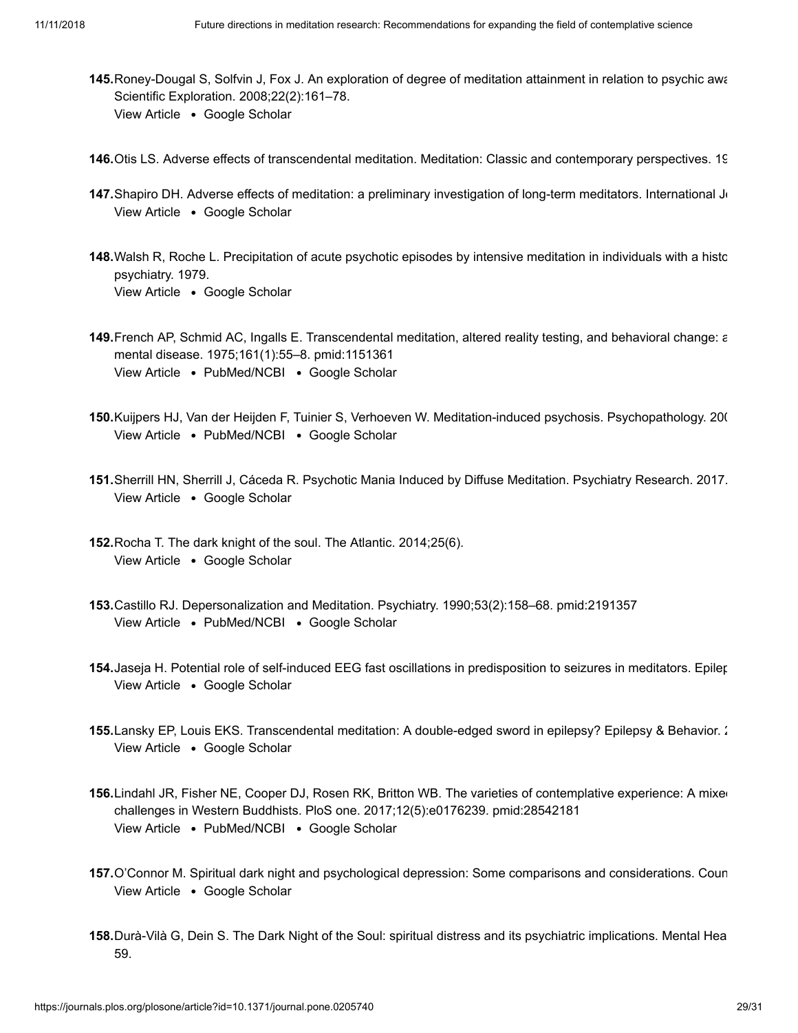145. Roney-Dougal S, Solfvin J, Fox J. An exploration of degree of meditation attainment in relation to psychic awa Scientific Exploration. 2008;22(2):161–78.
View Article • Google Scholar

146. Otis LS. Adverse effects of transcendental meditation. Meditation: Classic and contemporary perspectives. 19

147. Shapiro DH. Adverse effects of meditation: a preliminary investigation of long-term meditators. International Jo
View Article • Google Scholar

148. Walsh R, Roche L. Precipitation of acute psychotic episodes by intensive meditation in individuals with a histo psychiatry. 1979.
View Article • Google Scholar

149. French AP, Schmid AC, Ingalls E. Transcendental meditation, altered reality testing, and behavioral change: a mental disease. 1975;161(1):55–8. pmid:1151361
View Article • PubMed/NCBI • Google Scholar

150. Kuijpers HJ, Van der Heijden F, Tuinier S, Verhoeven W. Meditation-induced psychosis. Psychopathology. 200
View Article • PubMed/NCBI • Google Scholar

151. Sherrill HN, Sherrill J, Cáceda R. Psychotic Mania Induced by Diffuse Meditation. Psychiatry Research. 2017.
View Article • Google Scholar

152. Rocha T. The dark knight of the soul. The Atlantic. 2014;25(6).
View Article • Google Scholar

153. Castillo RJ. Depersonalization and Meditation. Psychiatry. 1990;53(2):158–68. pmid:2191357
View Article • PubMed/NCBI • Google Scholar

154. Jaseja H. Potential role of self-induced EEG fast oscillations in predisposition to seizures in meditators. Epilep
View Article • Google Scholar

155. Lansky EP, Louis EKS. Transcendental meditation: A double-edged sword in epilepsy? Epilepsy & Behavior. 2
View Article • Google Scholar

156. Lindahl JR, Fisher NE, Cooper DJ, Rosen RK, Britton WB. The varieties of contemplative experience: A mixe challenges in Western Buddhists. PloS one. 2017;12(5):e0176239. pmid:28542181
View Article • PubMed/NCBI • Google Scholar

157. O'Connor M. Spiritual dark night and psychological depression: Some comparisons and considerations. Coun
View Article • Google Scholar

158. Durà-Vilà G, Dein S. The Dark Night of the Soul: spiritual distress and its psychiatric implications. Mental Hea 59.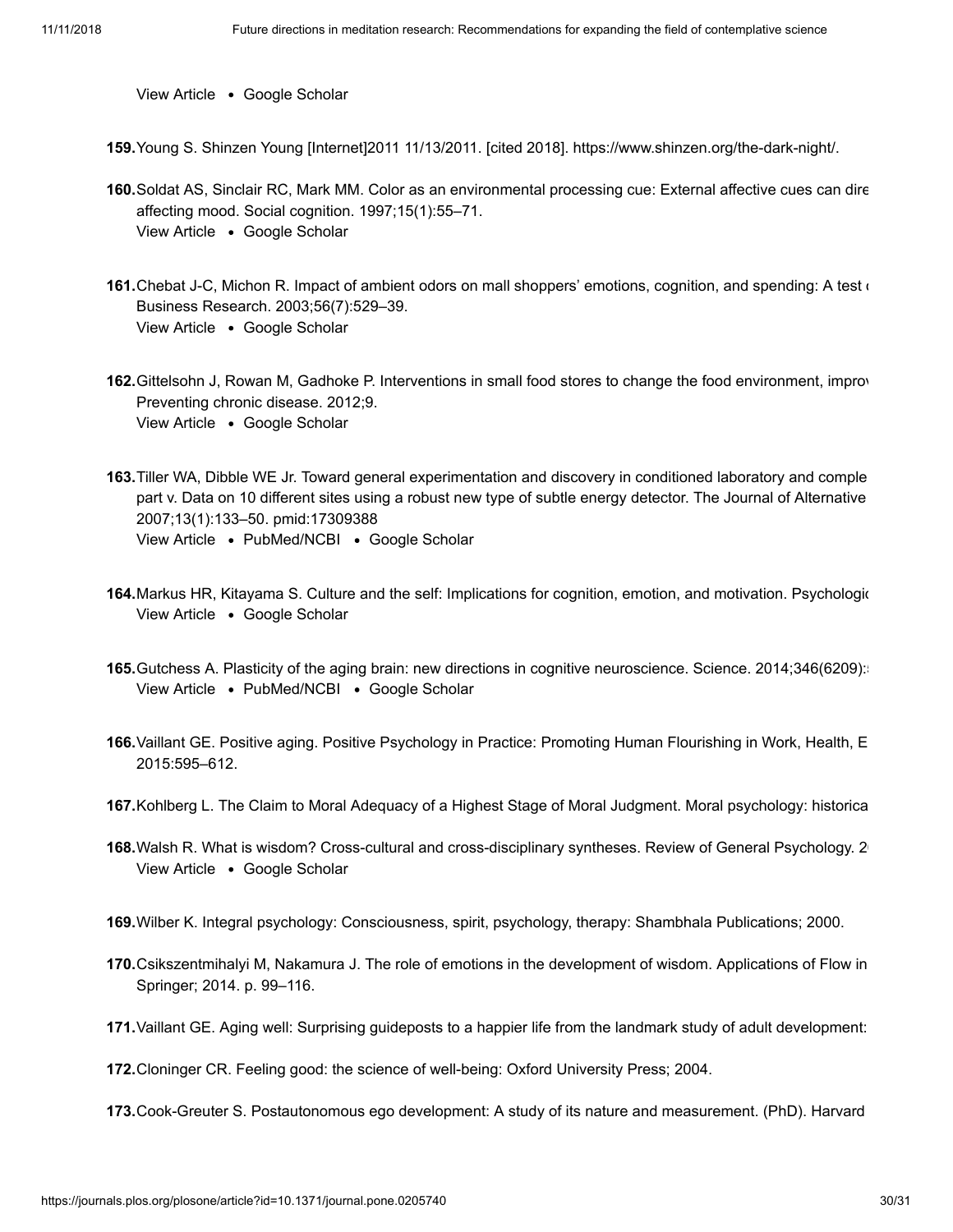View Article • Google Scholar

159. Young S. Shinzen Young [Internet]2011 11/13/2011. [cited 2018]. https://www.shinzen.org/the-dark-night/.

160. Soldat AS, Sinclair RC, Mark MM. Color as an environmental processing cue: External affective cues can dire affecting mood. Social cognition. 1997;15(1):55–71.
View Article • Google Scholar

161. Chebat J-C, Michon R. Impact of ambient odors on mall shoppers' emotions, cognition, and spending: A test ( Business Research. 2003;56(7):529–39.
View Article • Google Scholar

162. Gittelsohn J, Rowan M, Gadhoke P. Interventions in small food stores to change the food environment, improv Preventing chronic disease. 2012;9.
View Article • Google Scholar

163. Tiller WA, Dibble WE Jr. Toward general experimentation and discovery in conditioned laboratory and comple part v. Data on 10 different sites using a robust new type of subtle energy detector. The Journal of Alternative 2007;13(1):133–50. pmid:17309388
View Article • PubMed/NCBI • Google Scholar

164. Markus HR, Kitayama S. Culture and the self: Implications for cognition, emotion, and motivation. Psychologic
View Article • Google Scholar

165. Gutchess A. Plasticity of the aging brain: new directions in cognitive neuroscience. Science. 2014;346(6209):
View Article • PubMed/NCBI • Google Scholar

166. Vaillant GE. Positive aging. Positive Psychology in Practice: Promoting Human Flourishing in Work, Health, E 2015:595–612.

167. Kohlberg L. The Claim to Moral Adequacy of a Highest Stage of Moral Judgment. Moral psychology: historica

168. Walsh R. What is wisdom? Cross-cultural and cross-disciplinary syntheses. Review of General Psychology. 2
View Article • Google Scholar

169. Wilber K. Integral psychology: Consciousness, spirit, psychology, therapy: Shambhala Publications; 2000.

170. Csikszentmihalyi M, Nakamura J. The role of emotions in the development of wisdom. Applications of Flow in Springer; 2014. p. 99–116.

171. Vaillant GE. Aging well: Surprising guideposts to a happier life from the landmark study of adult development:

172. Cloninger CR. Feeling good: the science of well-being: Oxford University Press; 2004.

173. Cook-Greuter S. Postautonomous ego development: A study of its nature and measurement. (PhD). Harvard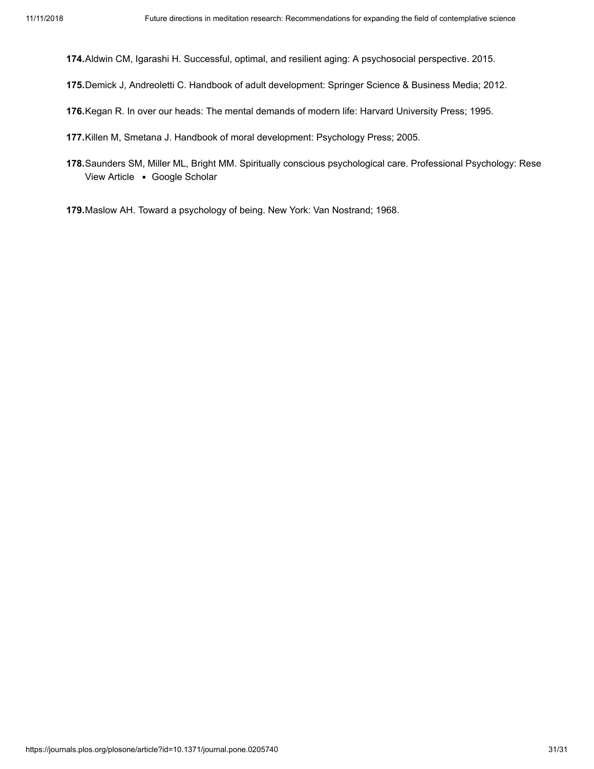174. Aldwin CM, Igarashi H. Successful, optimal, and resilient aging: A psychosocial perspective. 2015.

175. Demick J, Andreoletti C. Handbook of adult development: Springer Science & Business Media; 2012.

176. Kegan R. In over our heads: The mental demands of modern life: Harvard University Press; 1995.

177. Killen M, Smetana J. Handbook of moral development: Psychology Press; 2005.

178. Saunders SM, Miller ML, Bright MM. Spiritually conscious psychological care. Professional Psychology: Rese
View Article • Google Scholar

179. Maslow AH. Toward a psychology of being. New York: Van Nostrand; 1968.